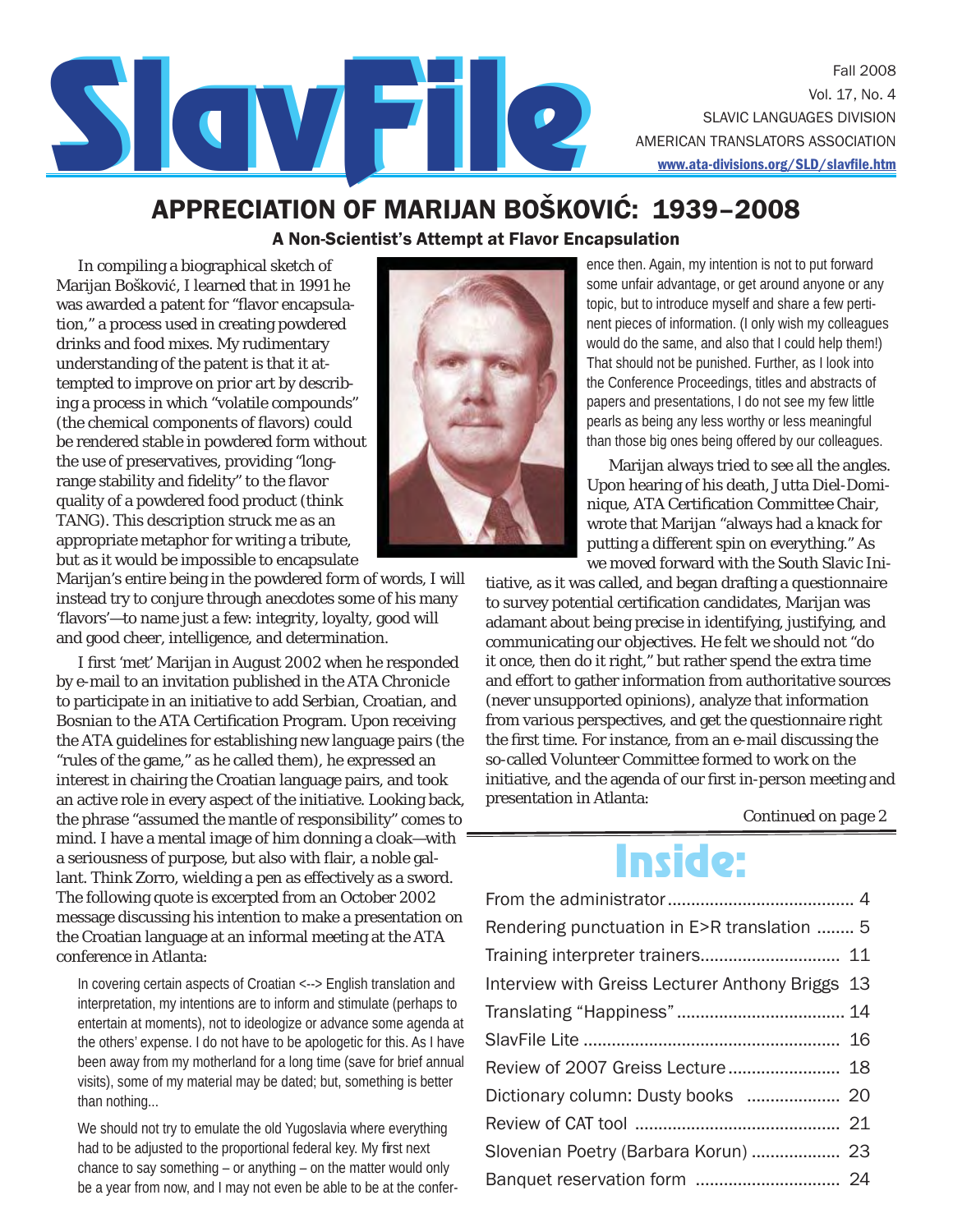# SlavFile

Fall 2008
Vol. 17, No. 4
SLAVIC LANGUAGES DIVISION
AMERICAN TRANSLATORS ASSOCIATION
www.ata-divisions.org/SLD/slavfile.htm

## APPRECIATION OF MARIJAN BOŠKOVIĆ: 1939–2008

### A Non-Scientist's Attempt at Flavor Encapsulation

In compiling a biographical sketch of Marijan Bošković, I learned that in 1991 he was awarded a patent for "flavor encapsulation," a process used in creating powdered drinks and food mixes. My rudimentary understanding of the patent is that it attempted to improve on prior art by describing a process in which "volatile compounds" (the chemical components of flavors) could be rendered stable in powdered form without the use of preservatives, providing "long-range stability and fidelity" to the flavor quality of a powdered food product (think TANG). This description struck me as an appropriate metaphor for writing a tribute, but as it would be impossible to encapsulate Marijan's entire being in the powdered form of words, I will instead try to conjure through anecdotes some of his many 'flavors'—to name just a few: integrity, loyalty, good will and good cheer, intelligence, and determination.

I first 'met' Marijan in August 2002 when he responded by e-mail to an invitation published in the ATA *Chronicle* to participate in an initiative to add Serbian, Croatian, and Bosnian to the ATA Certification Program. Upon receiving the ATA guidelines for establishing new language pairs (the "rules of the game," as he called them), he expressed an interest in chairing the Croatian language pairs, and took an active role in every aspect of the initiative. Looking back, the phrase "assumed the mantle of responsibility" comes to mind. I have a mental image of him donning a cloak—with a seriousness of purpose, but also with flair, a noble gallant. Think Zorro, wielding a pen as effectively as a sword. The following quote is excerpted from an October 2002 message discussing his intention to make a presentation on the Croatian language at an informal meeting at the ATA conference in Atlanta:

> In covering certain aspects of Croatian <--> English translation and interpretation, my intentions are to inform and stimulate (perhaps to entertain at moments), not to ideologize or advance some agenda at the others' expense. I do not have to be apologetic for this. As I have been away from my motherland for a long time (save for brief annual visits), some of my material may be dated; but, something is better than nothing...
>
> We should not try to emulate the old Yugoslavia where everything had to be adjusted to the proportional federal key. My first next chance to say something – or anything – on the matter would only be a year from now, and I may not even be able to be at the conference then. Again, my intention is not to put forward some unfair advantage, or get around anyone or any topic, but to introduce myself and share a few pertinent pieces of information. (I only wish my colleagues would do the same, and also that I could help them!) That should not be punished. Further, as I look into the Conference Proceedings, titles and abstracts of papers and presentations, I do not see my few little pearls as being any less worthy or less meaningful than those big ones being offered by our colleagues.

Marijan always tried to see all the angles. Upon hearing of his death, Jutta Diel-Dominique, ATA Certification Committee Chair, wrote that Marijan "always had a knack for putting a different spin on everything." As we moved forward with the South Slavic Initiative, as it was called, and began drafting a questionnaire to survey potential certification candidates, Marijan was adamant about being precise in identifying, justifying, and communicating our objectives. He felt we should not "do it once, then do it right," but rather spend the extra time and effort to gather information from authoritative sources (never unsupported opinions), analyze that information from various perspectives, and get the questionnaire right the first time. For instance, from an e-mail discussing the so-called Volunteer Committee formed to work on the initiative, and the agenda of our first in-person meeting and presentation in Atlanta:

*Continued on page 2*

## Inside:

| | |
|---|---|
| From the administrator | 4 |
| Rendering punctuation in E>R translation | 5 |
| Training interpreter trainers | 11 |
| Interview with Greiss Lecturer Anthony Briggs | 13 |
| Translating "Happiness" | 14 |
| SlavFile Lite | 16 |
| Review of 2007 Greiss Lecture | 18 |
| Dictionary column: Dusty books | 20 |
| Review of CAT tool | 21 |
| Slovenian Poetry (Barbara Korun) | 23 |
| Banquet reservation form | 24 |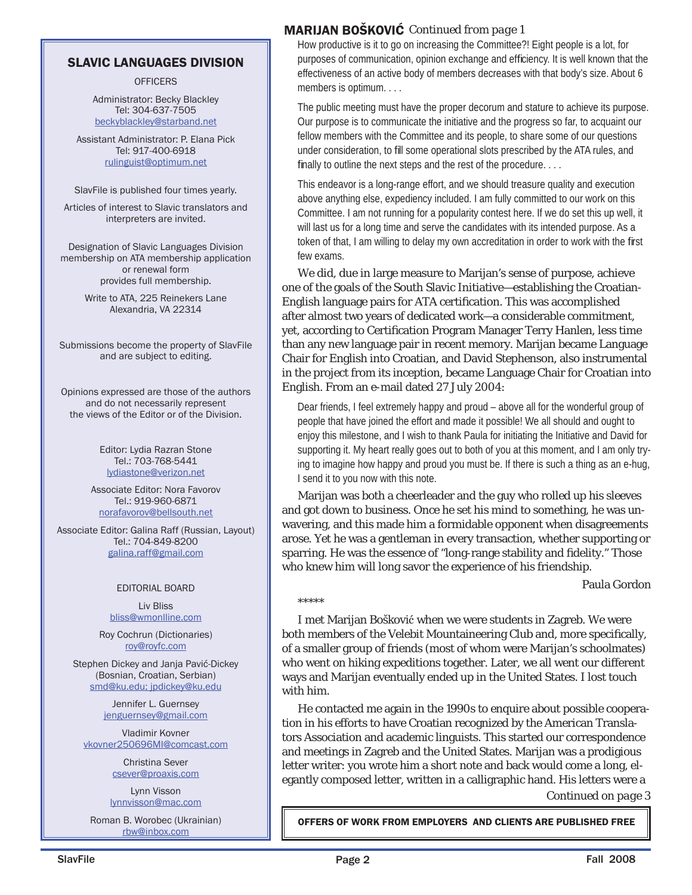## SLAVIC LANGUAGES DIVISION

OFFICERS

Administrator: Becky Blackley
Tel: 304-637-7505
beckyblackley@starband.net

Assistant Administrator: P. Elana Pick
Tel: 917-400-6918
rulinguist@optimum.net

SlavFile is published four times yearly.

Articles of interest to Slavic translators and interpreters are invited.

Designation of Slavic Languages Division membership on ATA membership application or renewal form provides full membership.

Write to ATA, 225 Reinekers Lane
Alexandria, VA 22314

Submissions become the property of SlavFile and are subject to editing.

Opinions expressed are those of the authors and do not necessarily represent the views of the Editor or of the Division.

Editor: Lydia Razran Stone
Tel.: 703-768-5441
lydiastone@verizon.net

Associate Editor: Nora Favorov
Tel.: 919-960-6871
norafavorov@bellsouth.net

Associate Editor: Galina Raff (Russian, Layout)
Tel.: 704-849-8200
galina.raff@gmail.com

EDITORIAL BOARD

Liv Bliss
bliss@wmonlline.com

Roy Cochrun (Dictionaries)
roy@royfc.com

Stephen Dickey and Janja Pavić-Dickey
(Bosnian, Croatian, Serbian)
smd@ku.edu; jpdickey@ku.edu

Jennifer L. Guernsey
jenguernsey@gmail.com

Vladimir Kovner
vkovner250696MI@comcast.com

Christina Sever
csever@proaxis.com

Lynn Visson
lynnvisson@mac.com

Roman B. Worobec (Ukrainian)
rbw@inbox.com

## MARIJAN BOŠKOVIĆ *Continued from page 1*

How productive is it to go on increasing the Committee?! Eight people is a lot, for purposes of communication, opinion exchange and efficiency. It is well known that the effectiveness of an active body of members decreases with that body's size. About 6 members is optimum. . . .

The public meeting must have the proper decorum and stature to achieve its purpose. Our purpose is to communicate the initiative and the progress so far, to acquaint our fellow members with the Committee and its people, to share some of our questions under consideration, to fill some operational slots prescribed by the ATA rules, and finally to outline the next steps and the rest of the procedure. . . .

This endeavor is a long-range effort, and we should treasure quality and execution above anything else, expediency included. I am fully committed to our work on this Committee. I am not running for a popularity contest here. If we do set this up well, it will last us for a long time and serve the candidates with its intended purpose. As a token of that, I am willing to delay my own accreditation in order to work with the first few exams.

We did, due in large measure to Marijan's sense of purpose, achieve one of the goals of the South Slavic Initiative—establishing the Croatian-English language pairs for ATA certification. This was accomplished after almost two years of dedicated work—a considerable commitment, yet, according to Certification Program Manager Terry Hanlen, less time than any new language pair in recent memory. Marijan became Language Chair for English into Croatian, and David Stephenson, also instrumental in the project from its inception, became Language Chair for Croatian into English. From an e-mail dated 27 July 2004:

Dear friends, I feel extremely happy and proud – above all for the wonderful group of people that have joined the effort and made it possible! We all should and ought to enjoy this milestone, and I wish to thank Paula for initiating the Initiative and David for supporting it. My heart really goes out to both of you at this moment, and I am only trying to imagine how happy and proud you must be. If there is such a thing as an e-hug, I send it to you now with this note.

Marijan was both a cheerleader and the guy who rolled up his sleeves and got down to business. Once he set his mind to something, he was unwavering, and this made him a formidable opponent when disagreements arose. Yet he was a gentleman in every transaction, whether supporting or sparring. He was the essence of "long-range stability and fidelity." Those who knew him will long savor the experience of his friendship.

Paula Gordon

*****

I met Marijan Bošković when we were students in Zagreb. We were both members of the Velebit Mountaineering Club and, more specifically, of a smaller group of friends (most of whom were Marijan's schoolmates) who went on hiking expeditions together. Later, we all went our different ways and Marijan eventually ended up in the United States. I lost touch with him.

He contacted me again in the 1990s to enquire about possible cooperation in his efforts to have Croatian recognized by the American Translators Association and academic linguists. This started our correspondence and meetings in Zagreb and the United States. Marijan was a prodigious letter writer: you wrote him a short note and back would come a long, elegantly composed letter, written in a calligraphic hand. His letters were a

*Continued on page 3*

**OFFERS OF WORK FROM EMPLOYERS AND CLIENTS ARE PUBLISHED FREE**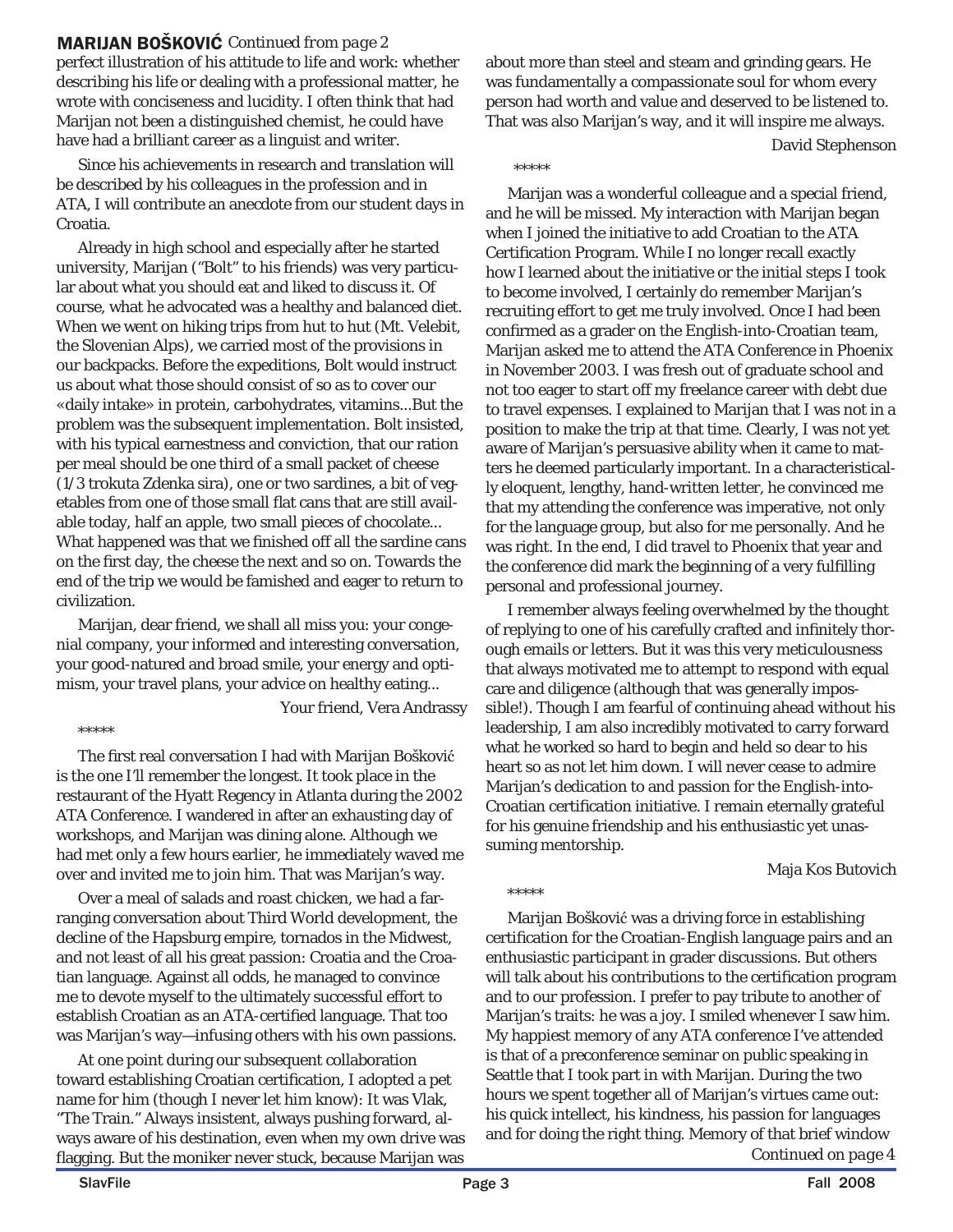**MARIJAN BOŠKOVIĆ** *Continued from page 2*

perfect illustration of his attitude to life and work: whether describing his life or dealing with a professional matter, he wrote with conciseness and lucidity. I often think that had Marijan not been a distinguished chemist, he could have have had a brilliant career as a linguist and writer.

Since his achievements in research and translation will be described by his colleagues in the profession and in ATA, I will contribute an anecdote from our student days in Croatia.

Already in high school and especially after he started university, Marijan ("Bolt" to his friends) was very particular about what you should eat and liked to discuss it. Of course, what he advocated was a healthy and balanced diet. When we went on hiking trips from hut to hut (Mt. Velebit, the Slovenian Alps), we carried most of the provisions in our backpacks. Before the expeditions, Bolt would instruct us about what those should consist of so as to cover our «daily intake» in protein, carbohydrates, vitamins...But the problem was the subsequent implementation. Bolt insisted, with his typical earnestness and conviction, that our ration per meal should be one third of a small packet of cheese (1/3 trokuta Zdenka sira), one or two sardines, a bit of vegetables from one of those small flat cans that are still available today, half an apple, two small pieces of chocolate... What happened was that we finished off all the sardine cans on the first day, the cheese the next and so on. Towards the end of the trip we would be famished and eager to return to civilization.

Marijan, dear friend, we shall all miss you: your congenial company, your informed and interesting conversation, your good-natured and broad smile, your energy and optimism, your travel plans, your advice on healthy eating...

Your friend, Vera Andrassy

*****

The first real conversation I had with Marijan Bošković is the one I'll remember the longest. It took place in the restaurant of the Hyatt Regency in Atlanta during the 2002 ATA Conference. I wandered in after an exhausting day of workshops, and Marijan was dining alone. Although we had met only a few hours earlier, he immediately waved me over and invited me to join him. That was Marijan's way.

Over a meal of salads and roast chicken, we had a far-ranging conversation about Third World development, the decline of the Hapsburg empire, tornados in the Midwest, and not least of all his great passion: Croatia and the Croatian language. Against all odds, he managed to convince me to devote myself to the ultimately successful effort to establish Croatian as an ATA-certified language. That too was Marijan's way—infusing others with his own passions.

At one point during our subsequent collaboration toward establishing Croatian certification, I adopted a pet name for him (though I never let him know): It was Vlak, "The Train." Always insistent, always pushing forward, always aware of his destination, even when my own drive was flagging. But the moniker never stuck, because Marijan was about more than steel and steam and grinding gears. He was fundamentally a compassionate soul for whom every person had worth and value and deserved to be listened to. That was also Marijan's way, and it will inspire me always.

David Stephenson

*****

Marijan was a wonderful colleague and a special friend, and he will be missed. My interaction with Marijan began when I joined the initiative to add Croatian to the ATA Certification Program. While I no longer recall exactly how I learned about the initiative or the initial steps I took to become involved, I certainly do remember Marijan's recruiting effort to get me truly involved. Once I had been confirmed as a grader on the English-into-Croatian team, Marijan asked me to attend the ATA Conference in Phoenix in November 2003. I was fresh out of graduate school and not too eager to start off my freelance career with debt due to travel expenses. I explained to Marijan that I was not in a position to make the trip at that time. Clearly, I was not yet aware of Marijan's persuasive ability when it came to matters he deemed particularly important. In a characteristically eloquent, lengthy, hand-written letter, he convinced me that my attending the conference was imperative, not only for the language group, but also for me personally. And he was right. In the end, I did travel to Phoenix that year and the conference did mark the beginning of a very fulfilling personal and professional journey.

I remember always feeling overwhelmed by the thought of replying to one of his carefully crafted and infinitely thorough emails or letters. But it was this very meticulousness that always motivated me to attempt to respond with equal care and diligence (although that was generally impossible!). Though I am fearful of continuing ahead without his leadership, I am also incredibly motivated to carry forward what he worked so hard to begin and held so dear to his heart so as not let him down. I will never cease to admire Marijan's dedication to and passion for the English-into-Croatian certification initiative. I remain eternally grateful for his genuine friendship and his enthusiastic yet unassuming mentorship.

Maja Kos Butovich

*****

Marijan Bošković was a driving force in establishing certification for the Croatian-English language pairs and an enthusiastic participant in grader discussions. But others will talk about his contributions to the certification program and to our profession. I prefer to pay tribute to another of Marijan's traits: he was a joy. I smiled whenever I saw him. My happiest memory of any ATA conference I've attended is that of a preconference seminar on public speaking in Seattle that I took part in with Marijan. During the two hours we spent together all of Marijan's virtues came out: his quick intellect, his kindness, his passion for languages and for doing the right thing. Memory of that brief window

*Continued on page 4*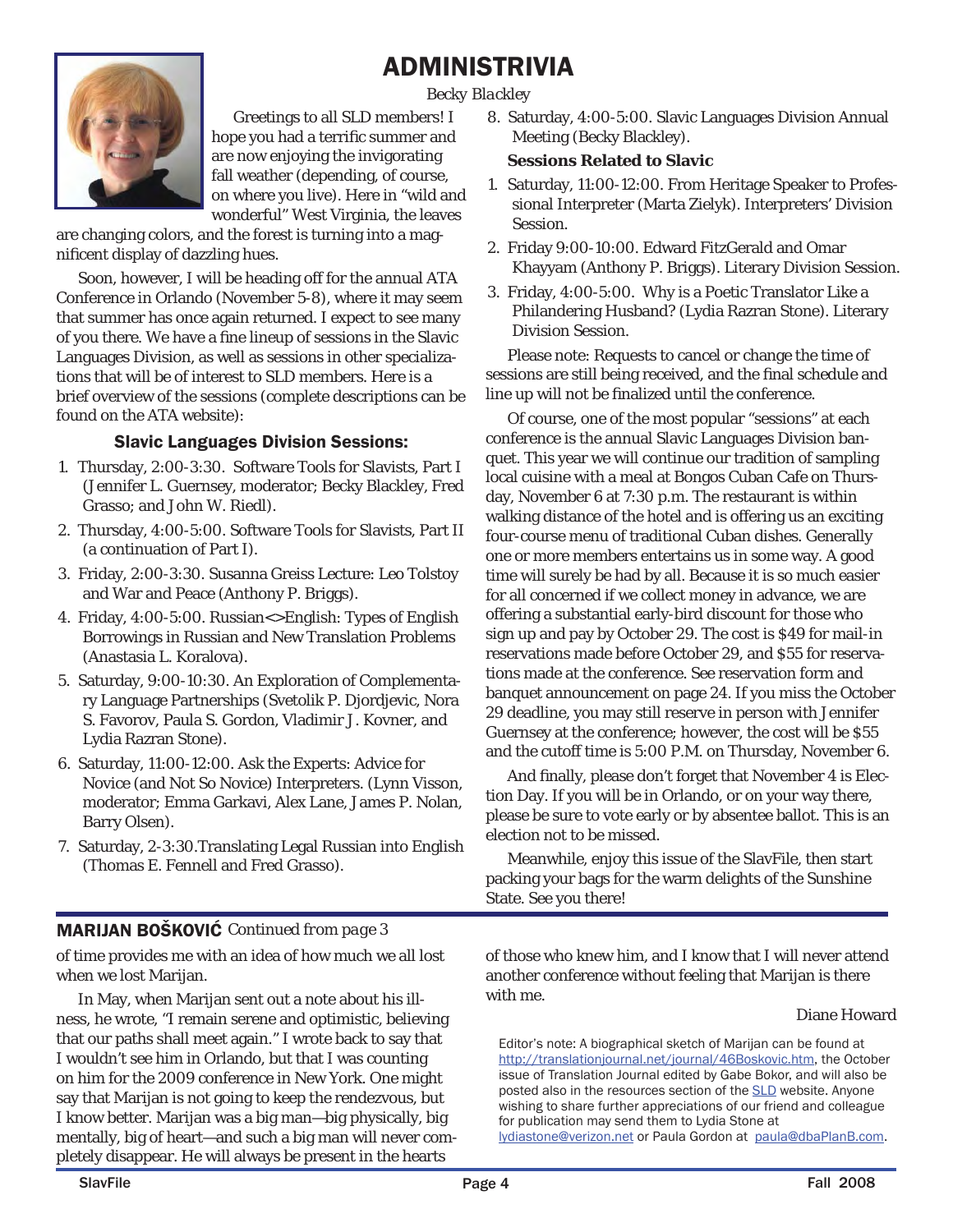# ADMINISTRIVIA

*Becky Blackley*

Greetings to all SLD members! I hope you had a terrific summer and are now enjoying the invigorating fall weather (depending, of course, on where you live). Here in "wild and wonderful" West Virginia, the leaves are changing colors, and the forest is turning into a magnificent display of dazzling hues.

Soon, however, I will be heading off for the annual ATA Conference in Orlando (November 5-8), where it may seem that summer has once again returned. I expect to see many of you there. We have a fine lineup of sessions in the Slavic Languages Division, as well as sessions in other specializations that will be of interest to SLD members. Here is a brief overview of the sessions (complete descriptions can be found on the ATA website):

### Slavic Languages Division Sessions:

1. Thursday, 2:00-3:30. Software Tools for Slavists, Part I (Jennifer L. Guernsey, moderator; Becky Blackley, Fred Grasso; and John W. Riedl).
2. Thursday, 4:00-5:00. Software Tools for Slavists, Part II (a continuation of Part I).
3. Friday, 2:00-3:30. Susanna Greiss Lecture: Leo Tolstoy and War and Peace (Anthony P. Briggs).
4. Friday, 4:00-5:00. Russian<>English: Types of English Borrowings in Russian and New Translation Problems (Anastasia L. Koralova).
5. Saturday, 9:00-10:30. An Exploration of Complementary Language Partnerships (Svetolik P. Djordjevic, Nora S. Favorov, Paula S. Gordon, Vladimir J. Kovner, and Lydia Razran Stone).
6. Saturday, 11:00-12:00. Ask the Experts: Advice for Novice (and Not So Novice) Interpreters. (Lynn Visson, moderator; Emma Garkavi, Alex Lane, James P. Nolan, Barry Olsen).
7. Saturday, 2-3:30.Translating Legal Russian into English (Thomas E. Fennell and Fred Grasso).
8. Saturday, 4:00-5:00. Slavic Languages Division Annual Meeting (Becky Blackley).

**Sessions Related to Slavic**

1. Saturday, 11:00-12:00. From Heritage Speaker to Professional Interpreter (Marta Zielyk). Interpreters' Division Session.
2. Friday 9:00-10:00. Edward FitzGerald and Omar Khayyam (Anthony P. Briggs). Literary Division Session.
3. Friday, 4:00-5:00. Why is a Poetic Translator Like a Philandering Husband? (Lydia Razran Stone). Literary Division Session.

Please note: Requests to cancel or change the time of sessions are still being received, and the final schedule and line up will not be finalized until the conference.

Of course, one of the most popular "sessions" at each conference is the annual Slavic Languages Division banquet. This year we will continue our tradition of sampling local cuisine with a meal at Bongos Cuban Cafe on Thursday, November 6 at 7:30 p.m. The restaurant is within walking distance of the hotel and is offering us an exciting four-course menu of traditional Cuban dishes. Generally one or more members entertains us in some way. A good time will surely be had by all. Because it is so much easier for all concerned if we collect money in advance, we are offering a substantial early-bird discount for those who sign up and pay by October 29. The cost is $49 for mail-in reservations made before October 29, and $55 for reservations made at the conference. See reservation form and banquet announcement on page 24. If you miss the October 29 deadline, you may still reserve in person with Jennifer Guernsey at the conference; however, the cost will be $55 and the cutoff time is 5:00 P.M. on Thursday, November 6.

And finally, please don't forget that November 4 is Election Day. If you will be in Orlando, or on your way there, please be sure to vote early or by absentee ballot. This is an election not to be missed.

Meanwhile, enjoy this issue of the SlavFile, then start packing your bags for the warm delights of the Sunshine State. See you there!

---

**MARIJAN BOŠKOVIĆ** *Continued from page 3*

of time provides me with an idea of how much we all lost when we lost Marijan.

In May, when Marijan sent out a note about his illness, he wrote, "I remain serene and optimistic, believing that our paths shall meet again." I wrote back to say that I wouldn't see him in Orlando, but that I was counting on him for the 2009 conference in New York. One might say that Marijan is not going to keep the rendezvous, but I know better. Marijan was a big man—big physically, big mentally, big of heart—and such a big man will never completely disappear. He will always be present in the hearts of those who knew him, and I know that I will never attend another conference without feeling that Marijan is there with me.

Diane Howard

Editor's note: A biographical sketch of Marijan can be found at http://translationjournal.net/journal/46Boskovic.htm, the October issue of Translation Journal edited by Gabe Bokor, and will also be posted also in the resources section of the SLD website. Anyone wishing to share further appreciations of our friend and colleague for publication may send them to Lydia Stone at lydiastone@verizon.net or Paula Gordon at paula@dbaPlanB.com.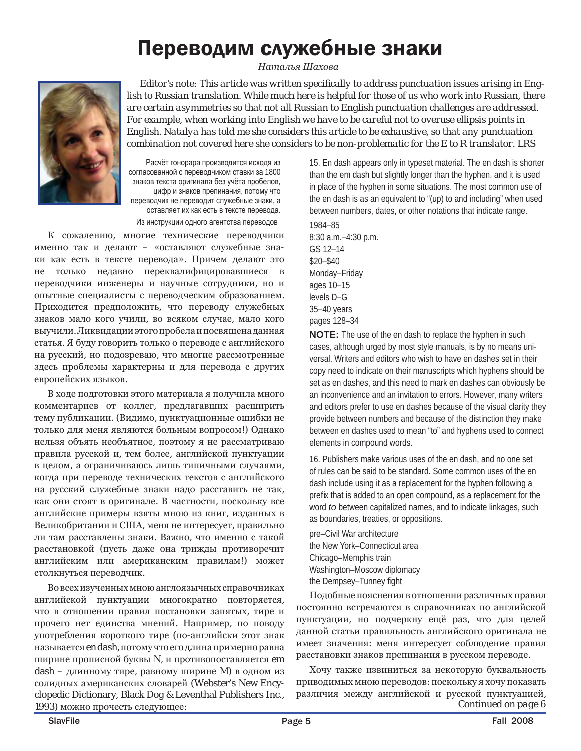# Переводим служебные знаки

*Наталья Шахова*

*Editor's note: This article was written specifically to address punctuation issues arising in English to Russian translation. While much here is helpful for those of us who work into Russian, there are certain asymmetries so that not all Russian to English punctuation challenges are addressed. For example, when working into English we have to be careful not to overuse ellipsis points in English. Natalya has told me she considers this article to be exhaustive, so that any punctuation combination not covered here she considers to be non-problematic for the E to R translator. LRS*

> Расчёт гонорара производится исходя из согласованной с переводчиком ставки за 1800 знаков текста оригинала без учёта пробелов, цифр и знаков препинания, потому что переводчик не переводит служебные знаки, а оставляет их как есть в тексте перевода.
>
> Из инструкции одного агентства переводов

К сожалению, многие технические переводчики именно так и делают – «оставляют служебные знаки как есть в тексте перевода». Причем делают это не только недавно переквалифицировавшиеся в переводчики инженеры и научные сотрудники, но и опытные специалисты с переводческим образованием. Приходится предположить, что переводу служебных знаков мало кого учили, во всяком случае, мало кого выучили. Ликвидации этого пробела и посвящена данная статья. Я буду говорить только о переводе с английского на русский, но подозреваю, что многие рассмотренные здесь проблемы характерны и для перевода с других европейских языков.

В ходе подготовки этого материала я получила много комментариев от коллег, предлагавших расширить тему публикации. (Видимо, пунктуационные ошибки не только для меня являются больным вопросом!) Однако нельзя объять необъятное, поэтому я не рассматриваю правила русской и, тем более, английской пунктуации в целом, а ограничиваюсь лишь типичными случаями, когда при переводе технических текстов с английского на русский служебные знаки надо расставить не так, как они стоят в оригинале. В частности, поскольку все английские примеры взяты мною из книг, изданных в Великобритании и США, меня не интересует, правильно ли там расставлены знаки. Важно, что именно с такой расстановкой (пусть даже она трижды противоречит английским или американским правилам!) может столкнуться переводчик.

Во всех изученных мною англоязычных справочниках английской пунктуации многократно повторяется, что в отношении правил постановки запятых, тире и прочего нет единства мнений. Например, по поводу употребления короткого тире (по-английски этот знак называется en dash, потому что его длина примерно равна ширине прописной буквы N, и противопоставляется em dash – длинному тире, равному ширине M) в одном из солидных американских словарей (Webster's New Encyclopedic Dictionary, Black Dog & Leventhal Publishers Inc., 1993) можно прочесть следующее:

15. En dash appears only in typeset material. The en dash is shorter than the em dash but slightly longer than the hyphen, and it is used in place of the hyphen in some situations. The most common use of the en dash is as an equivalent to "(up) to and including" when used between numbers, dates, or other notations that indicate range.

1984–85
8:30 a.m.–4:30 p.m.
GS 12–14
$20–$40
Monday–Friday
ages 10–15
levels D–G
35–40 years
pages 128–34

**NOTE:** The use of the en dash to replace the hyphen in such cases, although urged by most style manuals, is by no means universal. Writers and editors who wish to have en dashes set in their copy need to indicate on their manuscripts which hyphens should be set as en dashes, and this need to mark en dashes can obviously be an inconvenience and an invitation to errors. However, many writers and editors prefer to use en dashes because of the visual clarity they provide between numbers and because of the distinction they make between en dashes used to mean "to" and hyphens used to connect elements in compound words.

16. Publishers make various uses of the en dash, and no one set of rules can be said to be standard. Some common uses of the en dash include using it as a replacement for the hyphen following a prefix that is added to an open compound, as a replacement for the word *to* between capitalized names, and to indicate linkages, such as boundaries, treaties, or oppositions.

pre–Civil War architecture
the New York–Connecticut area
Chicago–Memphis train
Washington–Moscow diplomacy
the Dempsey–Tunney fight

Подобные пояснения в отношении различных правил постоянно встречаются в справочниках по английской пунктуации, но подчеркну ещё раз, что для целей данной статьи правильность английского оригинала не имеет значения: меня интересует соблюдение правил расстановки знаков препинания в русском переводе.

Хочу также извиниться за некоторую буквальность приводимых мною переводов: поскольку я хочу показать различия между английской и русской пунктуацией,

Continued on page 6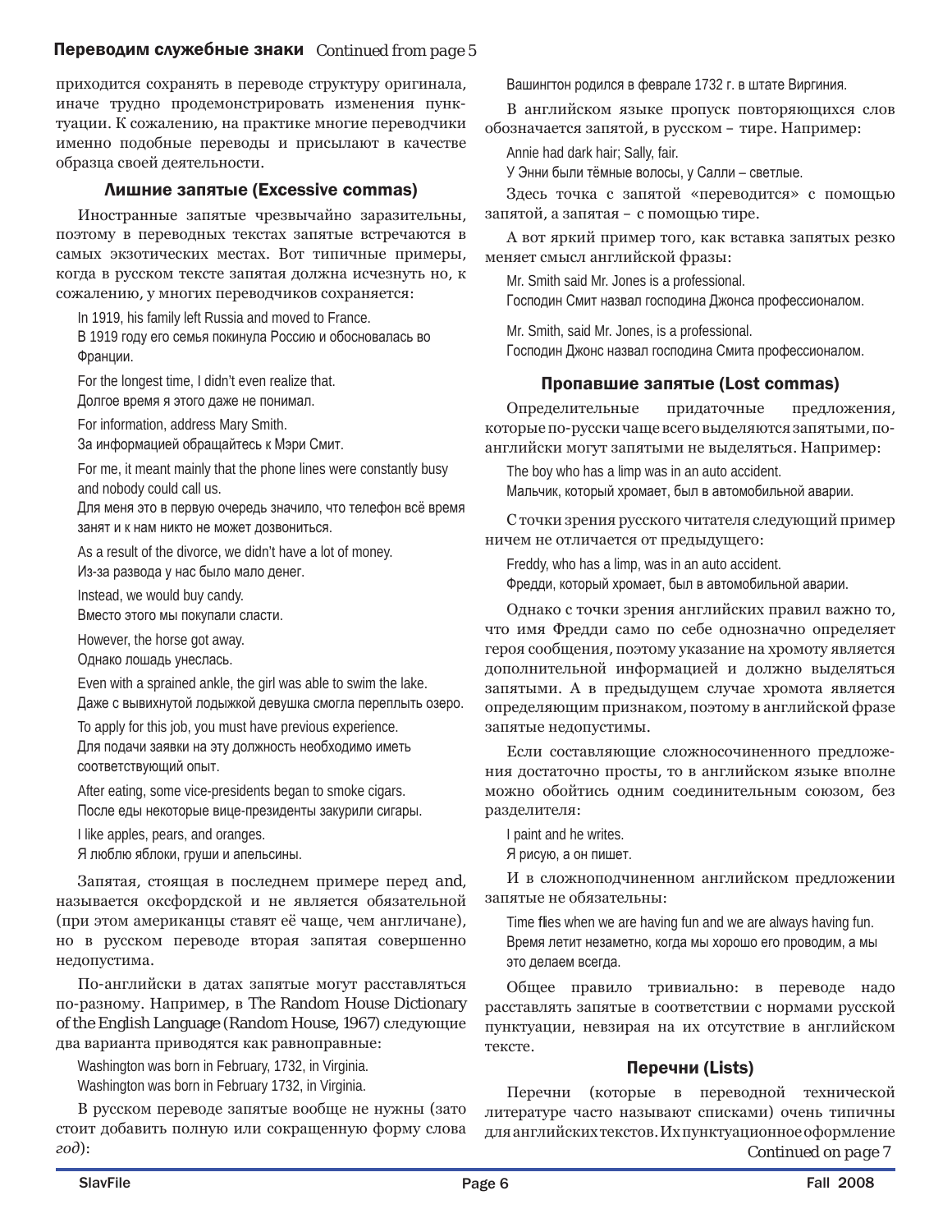**Переводим служебные знаки** *Continued from page 5*

приходится сохранять в переводе структуру оригинала, иначе трудно продемонстрировать изменения пунктуации. К сожалению, на практике многие переводчики именно подобные переводы и присылают в качестве образца своей деятельности.

### Лишние запятые (Excessive commas)

Иностранные запятые чрезвычайно заразительны, поэтому в переводных текстах запятые встречаются в самых экзотических местах. Вот типичные примеры, когда в русском тексте запятая должна исчезнуть но, к сожалению, у многих переводчиков сохраняется:

In 1919, his family left Russia and moved to France.
В 1919 году его семья покинула Россию и обосновалась во Франции.

For the longest time, I didn't even realize that.
Долгое время я этого даже не понимал.

For information, address Mary Smith.
За информацией обращайтесь к Мэри Смит.

For me, it meant mainly that the phone lines were constantly busy and nobody could call us.
Для меня это в первую очередь значило, что телефон всё время занят и к нам никто не может дозвониться.

As a result of the divorce, we didn't have a lot of money.
Из-за развода у нас было мало денег.

Instead, we would buy candy.
Вместо этого мы покупали сласти.

However, the horse got away.
Однако лошадь унеслась.

Even with a sprained ankle, the girl was able to swim the lake.
Даже с вывихнутой лодыжкой девушка смогла переплыть озеро.

To apply for this job, you must have previous experience.
Для подачи заявки на эту должность необходимо иметь соответствующий опыт.

After eating, some vice-presidents began to smoke cigars.
После еды некоторые вице-президенты закурили сигары.

I like apples, pears, and oranges.
Я люблю яблоки, груши и апельсины.

Запятая, стоящая в последнем примере перед and, называется оксфордской и не является обязательной (при этом американцы ставят её чаще, чем англичане), но в русском переводе вторая запятая совершенно недопустима.

По-английски в датах запятые могут расставляться по-разному. Например, в The Random House Dictionary of the English Language (Random House, 1967) следующие два варианта приводятся как равноправные:

Washington was born in February, 1732, in Virginia.
Washington was born in February 1732, in Virginia.

В русском переводе запятые вообще не нужны (зато стоит добавить полную или сокращенную форму слова *год*):

Вашингтон родился в феврале 1732 г. в штате Виргиния.

В английском языке пропуск повторяющихся слов обозначается запятой, в русском – тире. Например:

Annie had dark hair; Sally, fair.
У Энни были тёмные волосы, у Салли – светлые.

Здесь точка с запятой «переводится» с помощью запятой, а запятая – с помощью тире.

А вот яркий пример того, как вставка запятых резко меняет смысл английской фразы:

Mr. Smith said Mr. Jones is a professional.
Господин Смит назвал господина Джонса профессионалом.

Mr. Smith, said Mr. Jones, is a professional.
Господин Джонс назвал господина Смита профессионалом.

### Пропавшие запятые (Lost commas)

Определительные придаточные предложения, которые по-русски чаще всего выделяются запятыми, по-английски могут запятыми не выделяться. Например:

The boy who has a limp was in an auto accident.
Мальчик, который хромает, был в автомобильной аварии.

С точки зрения русского читателя следующий пример ничем не отличается от предыдущего:

Freddy, who has a limp, was in an auto accident.
Фредди, который хромает, был в автомобильной аварии.

Однако с точки зрения английских правил важно то, что имя Фредди само по себе однозначно определяет героя сообщения, поэтому указание на хромоту является дополнительной информацией и должно выделяться запятыми. А в предыдущем случае хромота является определяющим признаком, поэтому в английской фразе запятые недопустимы.

Если составляющие сложносочиненного предложения достаточно просты, то в английском языке вполне можно обойтись одним соединительным союзом, без разделителя:

I paint and he writes.
Я рисую, а он пишет.

И в сложноподчиненном английском предложении запятые не обязательны:

Time flies when we are having fun and we are always having fun.
Время летит незаметно, когда мы хорошо его проводим, а мы это делаем всегда.

Общее правило тривиально: в переводе надо расставлять запятые в соответствии с нормами русской пунктуации, невзирая на их отсутствие в английском тексте.

### Перечни (Lists)

Перечни (которые в переводной технической литературе часто называют списками) очень типичны для английских текстов. Их пунктуационное оформление

*Continued on page 7*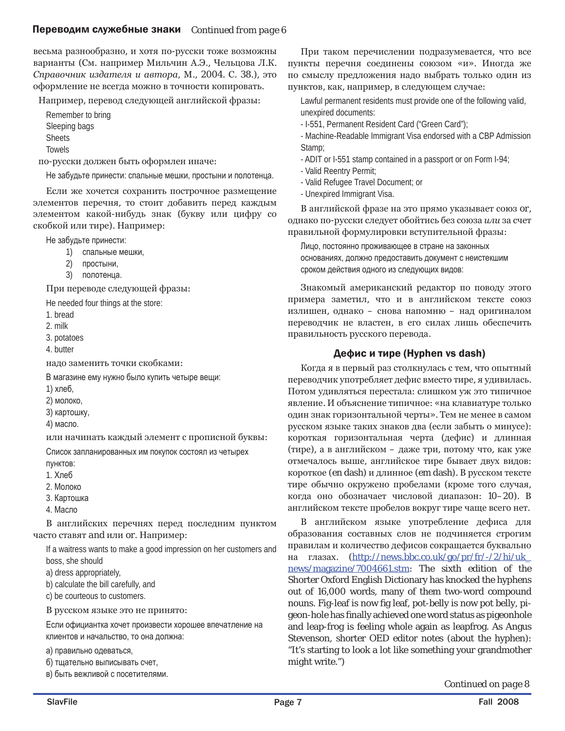**Переводим служебные знаки** *Continued from page 6*

весьма разнообразно, и хотя по-русски тоже возможны варианты (См. например Мильчин А.Э., Чельцова Л.К. *Справочник издателя и автора*, М., 2004. С. 38.), это оформление не всегда можно в точности копировать.

Например, перевод следующей английской фразы:

Remember to bring
Sleeping bags
Sheets
Towels

по-русски должен быть оформлен иначе:

Не забудьте принести: спальные мешки, простыни и полотенца.

Если же хочется сохранить построчное размещение элементов перечня, то стоит добавить перед каждым элементом какой-нибудь знак (букву или цифру со скобкой или тире). Например:

Не забудьте принести:
1) спальные мешки,
2) простыни,
3) полотенца.

При переводе следующей фразы:

He needed four things at the store:
1. bread
2. milk
3. potatoes
4. butter

надо заменить точки скобками:

В магазине ему нужно было купить четыре вещи:
1) хлеб,
2) молоко,
3) картошку,
4) масло.

или начинать каждый элемент с прописной буквы:

Список запланированных им покупок состоял из четырех пунктов:
1. Хлеб
2. Молоко
3. Картошка
4. Масло

В английских перечнях перед последним пунктом часто ставят and или or. Например:

If a waitress wants to make a good impression on her customers and boss, she should
a) dress appropriately,
b) calculate the bill carefully, and
c) be courteous to customers.

В русском языке это не принято:

Если официантка хочет произвести хорошее впечатление на клиентов и начальство, то она должна:
а) правильно одеваться,
б) тщательно выписывать счет,
в) быть вежливой с посетителями.

При таком перечислении подразумевается, что все пункты перечня соединены союзом «и». Иногда же по смыслу предложения надо выбрать только один из пунктов, как, например, в следующем случае:

Lawful permanent residents must provide one of the following valid, unexpired documents:
- I-551, Permanent Resident Card ("Green Card");
- Machine-Readable Immigrant Visa endorsed with a CBP Admission Stamp;
- ADIT or I-551 stamp contained in a passport or on Form I-94;
- Valid Reentry Permit;
- Valid Refugee Travel Document; or
- Unexpired Immigrant Visa.

В английской фразе на это прямо указывает союз or, однако по-русски следует обойтись без союза *или* за счет правильной формулировки вступительной фразы:

Лицо, постоянно проживающее в стране на законных основаниях, должно предоставить документ с неистекшим сроком действия одного из следующих видов:

Знакомый американский редактор по поводу этого примера заметил, что и в английском тексте союз излишен, однако – снова напомню – над оригиналом переводчик не властен, в его силах лишь обеспечить правильность русского перевода.

### Дефис и тире (Hyphen vs dash)

Когда я в первый раз столкнулась с тем, что опытный переводчик употребляет дефис вместо тире, я удивилась. Потом удивляться перестала: слишком уж это типичное явление. И объяснение типичное: «на клавиатуре только один знак горизонтальной черты». Тем не менее в самом русском языке таких знаков два (если забыть о минусе): короткая горизонтальная черта (дефис) и длинная (тире), а в английском – даже три, потому что, как уже отмечалось выше, английское тире бывает двух видов: короткое (en dash) и длинное (em dash). В русском тексте тире обычно окружено пробелами (кроме того случая, когда оно обозначает числовой диапазон: 10–20). В английском тексте пробелов вокруг тире чаще всего нет.

В английском языке употребление дефиса для образования составных слов не подчиняется строгим правилам и количество дефисов сокращается буквально на глазах. (http://news.bbc.co.uk/go/pr/fr/-/2/hi/uk_news/magazine/7004661.stm: The sixth edition of the Shorter Oxford English Dictionary has knocked the hyphens out of 16,000 words, many of them two-word compound nouns. Fig-leaf is now fig leaf, pot-belly is now pot belly, pigeon-hole has finally achieved one word status as pigeonhole and leap-frog is feeling whole again as leapfrog. As Angus Stevenson, shorter OED editor notes (about the hyphen): "It's starting to look a lot like something your grandmother might write.")

*Continued on page 8*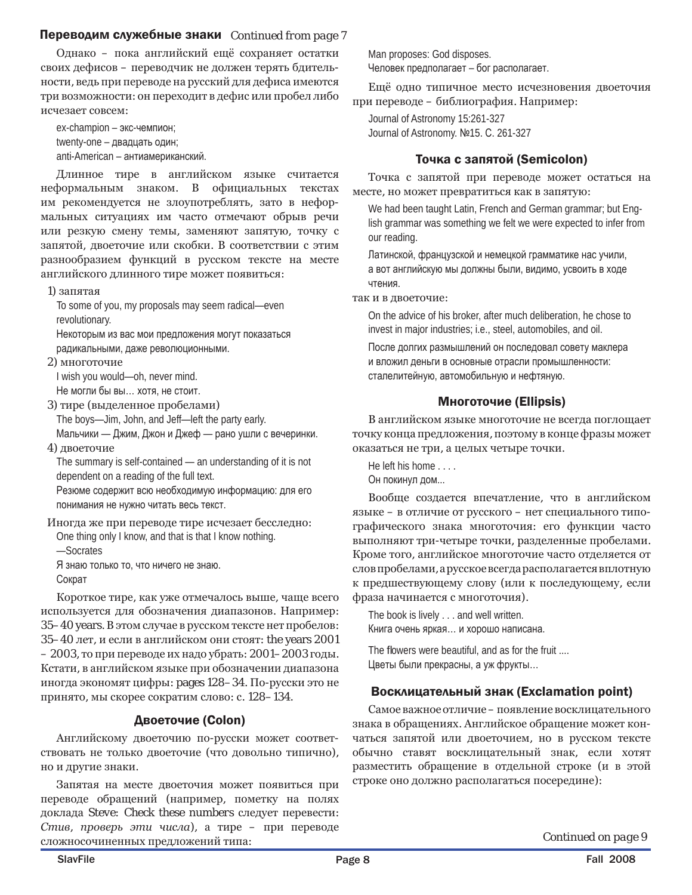## Переводим служебные знаки *Continued from page 7*

Однако – пока английский ещё сохраняет остатки своих дефисов – переводчик не должен терять бдительности, ведь при переводе на русский для дефиса имеются три возможности: он переходит в дефис или пробел либо исчезает совсем:

ex-champion – экс-чемпион;
twenty-one – двадцать один;
anti-American – антиамериканский.

Длинное тире в английском языке считается неформальным знаком. В официальных текстах им рекомендуется не злоупотреблять, зато в неформальных ситуациях им часто отмечают обрыв речи или резкую смену темы, заменяют запятую, точку с запятой, двоеточие или скобки. В соответствии с этим разнообразием функций в русском тексте на месте английского длинного тире может появиться:

1) запятая

To some of you, my proposals may seem radical—even revolutionary.
Некоторым из вас мои предложения могут показаться радикальными, даже революционными.

2) многоточие

I wish you would—oh, never mind.
Не могли бы вы… хотя, не стоит.

3) тире (выделенное пробелами)

The boys—Jim, John, and Jeff—left the party early.
Мальчики — Джим, Джон и Джеф — рано ушли с вечеринки.

4) двоеточие

The summary is self-contained — an understanding of it is not dependent on a reading of the full text.
Резюме содержит всю необходимую информацию: для его понимания не нужно читать весь текст.

Иногда же при переводе тире исчезает бесследно:

One thing only I know, and that is that I know nothing.
—Socrates
Я знаю только то, что ничего не знаю.
Сократ

Короткое тире, как уже отмечалось выше, чаще всего используется для обозначения диапазонов. Например: 35–40 years. В этом случае в русском тексте нет пробелов: 35–40 лет, и если в английском они стоят: the years 2001 – 2003, то при переводе их надо убрать: 2001–2003 годы. Кстати, в английском языке при обозначении диапазона иногда экономят цифры: pages 128–34. По-русски это не принято, мы скорее сократим слово: с. 128–134.

### Двоеточие (Colon)

Английскому двоеточию по-русски может соответствовать не только двоеточие (что довольно типично), но и другие знаки.

Запятая на месте двоеточия может появиться при переводе обращений (например, пометку на полях доклада Steve: Check these numbers следует перевести: *Стив*, *проверь эти числа*), а тире – при переводе сложносочиненных предложений типа:

Man proposes: God disposes.
Человек предполагает – бог располагает.

Ещё одно типичное место исчезновения двоеточия при переводе – библиография. Например:

Journal of Astronomy 15:261-327
Journal of Astronomy. №15. С. 261-327

### Точка с запятой (Semicolon)

Точка с запятой при переводе может остаться на месте, но может превратиться как в запятую:

We had been taught Latin, French and German grammar; but English grammar was something we felt we were expected to infer from our reading.

Латинской, французской и немецкой грамматике нас учили, а вот английскую мы должны были, видимо, усвоить в ходе чтения.

так и в двоеточие:

On the advice of his broker, after much deliberation, he chose to invest in major industries; i.e., steel, automobiles, and oil.

После долгих размышлений он последовал совету маклера и вложил деньги в основные отрасли промышленности: сталелитейную, автомобильную и нефтяную.

### Многоточие (Ellipsis)

В английском языке многоточие не всегда поглощает точку конца предложения, поэтому в конце фразы может оказаться не три, а целых четыре точки.

He left his home . . . .
Он покинул дом...

Вообще создается впечатление, что в английском языке – в отличие от русского – нет специального типографического знака многоточия: его функции часто выполняют три-четыре точки, разделенные пробелами. Кроме того, английское многоточие часто отделяется от слов пробелами, а русское всегда располагается вплотную к предшествующему слову (или к последующему, если фраза начинается с многоточия).

The book is lively . . . and well written.
Книга очень яркая… и хорошо написана.

The flowers were beautiful, and as for the fruit ....
Цветы были прекрасны, а уж фрукты…

### Восклицательный знак (Exclamation point)

Самое важное отличие – появление восклицательного знака в обращениях. Английское обращение может кончаться запятой или двоеточием, но в русском тексте обычно ставят восклицательный знак, если хотят разместить обращение в отдельной строке (и в этой строке оно должно располагаться посередине):

*Continued on page 9*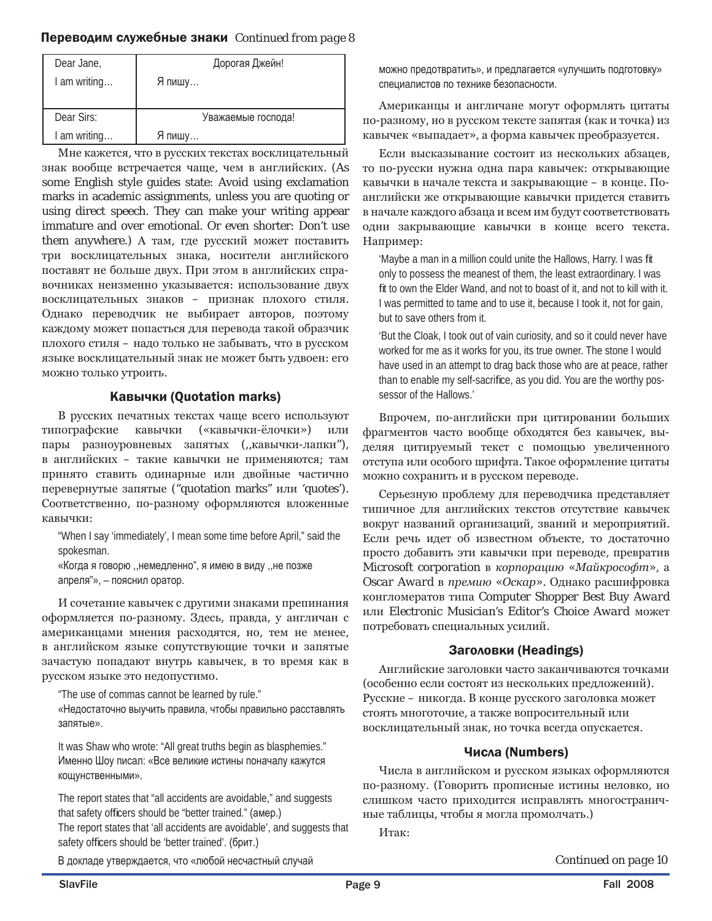**Переводим служебные знаки** *Continued from page 8*

| | |
|---|---|
| Dear Jane,<br>I am writing… | Дорогая Джейн!<br>Я пишу… |
| Dear Sirs:<br>I am writing… | Уважаемые господа!<br>Я пишу… |

Мне кажется, что в русских текстах восклицательный знак вообще встречается чаще, чем в английских. (As some English style guides state: Avoid using exclamation marks in academic assignments, unless you are quoting or using direct speech. They can make your writing appear immature and over emotional. Or even shorter: Don't use them anywhere.) А там, где русский может поставить три восклицательных знака, носители английского поставят не больше двух. При этом в английских справочниках неизменно указывается: использование двух восклицательных знаков – признак плохого стиля. Однако переводчик не выбирает авторов, поэтому каждому может попасться для перевода такой образчик плохого стиля – надо только не забывать, что в русском языке восклицательный знак не может быть удвоен: его можно только утроить.

### Кавычки (Quotation marks)

В русских печатных текстах чаще всего используют типографские кавычки («кавычки-ёлочки») или пары разноуровневых запятых (,,кавычки-лапки"), в английских – такие кавычки не применяются; там принято ставить одинарные или двойные частично перевернутые запятые ("quotation marks" или 'quotes'). Соответственно, по-разному оформляются вложенные кавычки:

> "When I say 'immediately', I mean some time before April," said the spokesman.
>
> «Когда я говорю ,,немедленно", я имею в виду ,,не позже апреля"», – пояснил оратор.

И сочетание кавычек с другими знаками препинания оформляется по-разному. Здесь, правда, у англичан с американцами мнения расходятся, но, тем не менее, в английском языке сопутствующие точки и запятые зачастую попадают внутрь кавычек, в то время как в русском языке это недопустимо.

> "The use of commas cannot be learned by rule."
>
> «Недостаточно выучить правила, чтобы правильно расставлять запятые».

> It was Shaw who wrote: "All great truths begin as blasphemies."
>
> Именно Шоу писал: «Все великие истины поначалу кажутся кощунственными».

> The report states that "all accidents are avoidable," and suggests that safety officers should be "better trained." (амер.)
>
> The report states that 'all accidents are avoidable', and suggests that safety officers should be 'better trained'. (брит.)
>
> В докладе утверждается, что «любой несчастный случай можно предотвратить», и предлагается «улучшить подготовку» специалистов по технике безопасности.

Американцы и англичане могут оформлять цитаты по-разному, но в русском тексте запятая (как и точка) из кавычек «выпадает», а форма кавычек преобразуется.

Если высказывание состоит из нескольких абзацев, то по-русски нужна одна пара кавычек: открывающие кавычки в начале текста и закрывающие – в конце. По-английски же открывающие кавычки придется ставить в начале каждого абзаца и всем им будут соответствовать одни закрывающие кавычки в конце всего текста. Например:

> 'Maybe a man in a million could unite the Hallows, Harry. I was fit only to possess the meanest of them, the least extraordinary. I was fit to own the Elder Wand, and not to boast of it, and not to kill with it. I was permitted to tame and to use it, because I took it, not for gain, but to save others from it.
>
> 'But the Cloak, I took out of vain curiosity, and so it could never have worked for me as it works for you, its true owner. The stone I would have used in an attempt to drag back those who are at peace, rather than to enable my self-sacrifice, as you did. You are the worthy possessor of the Hallows.'

Впрочем, по-английски при цитировании больших фрагментов часто вообще обходятся без кавычек, выделяя цитируемый текст с помощью увеличенного отступа или особого шрифта. Такое оформление цитаты можно сохранить и в русском переводе.

Серьезную проблему для переводчика представляет типичное для английских текстов отсутствие кавычек вокруг названий организаций, званий и мероприятий. Если речь идет об известном объекте, то достаточно просто добавить эти кавычки при переводе, превратив Microsoft corporation в *корпорацию «Майкрософт»*, а Oscar Award в *премию «Оскар»*. Однако расшифровка конгломератов типа Computer Shopper Best Buy Award или Electronic Musician's Editor's Choice Award может потребовать специальных усилий.

### Заголовки (Headings)

Английские заголовки часто заканчиваются точками (особенно если состоят из нескольких предложений). Русские – никогда. В конце русского заголовка может стоять многоточие, а также вопросительный или восклицательный знак, но точка всегда опускается.

### Числа (Numbers)

Числа в английском и русском языках оформляются по-разному. (Говорить прописные истины неловко, но слишком часто приходится исправлять многостраничные таблицы, чтобы я могла промолчать.)

Итак:

*Continued on page 10*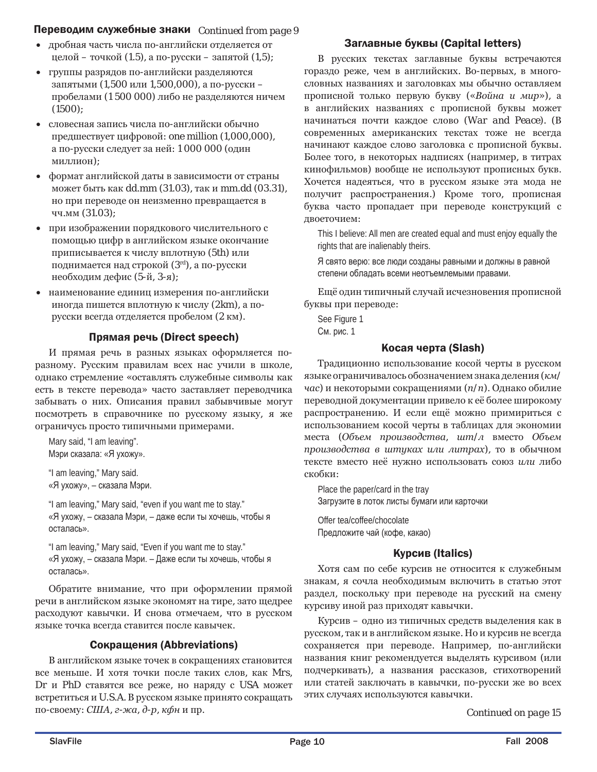**Переводим служебные знаки** Continued from page 9

- дробная часть числа по-английски отделяется от целой – точкой (1.5), а по-русски – запятой (1,5);
- группы разрядов по-английски разделяются запятыми (1,500 или 1,500,000), а по-русски – пробелами (1 500 000) либо не разделяются ничем (1500);
- словесная запись числа по-английски обычно предшествует цифровой: one million (1,000,000), а по-русски следует за ней: 1 000 000 (один миллион);
- формат английской даты в зависимости от страны может быть как dd.mm (31.03), так и mm.dd (03.31), но при переводе он неизменно превращается в чч.мм (31.03);
- при изображении порядкового числительного с помощью цифр в английском языке окончание приписывается к числу вплотную (5th) или поднимается над строкой ($3^{rd}$), а по-русски необходим дефис (5-й, 3-я);
- наименование единиц измерения по-английски иногда пишется вплотную к числу (2km), а по-русски всегда отделяется пробелом (2 км).

### Прямая речь (Direct speech)

И прямая речь в разных языках оформляется по-разному. Русским правилам всех нас учили в школе, однако стремление «оставлять служебные символы как есть в тексте перевода» часто заставляет переводчика забывать о них. Описания правил забывчивые могут посмотреть в справочнике по русскому языку, я же ограничусь просто типичными примерами.

Mary said, "I am leaving".
Мэри сказала: «Я ухожу».

"I am leaving," Mary said.
«Я ухожу», – сказала Мэри.

"I am leaving," Mary said, "even if you want me to stay."
«Я ухожу, – сказала Мэри, – даже если ты хочешь, чтобы я осталась».

"I am leaving," Mary said, "Even if you want me to stay."
«Я ухожу, – сказала Мэри. – Даже если ты хочешь, чтобы я осталась».

Обратите внимание, что при оформлении прямой речи в английском языке экономят на тире, зато щедрее расходуют кавычки. И снова отмечаем, что в русском языке точка всегда ставится после кавычек.

### Сокращения (Abbreviations)

В английском языке точек в сокращениях становится все меньше. И хотя точки после таких слов, как Mrs, Dr и PhD ставятся все реже, но наряду с USA может встретиться и U.S.A. В русском языке принято сокращать по-своему: *США*, *г-жа*, *д-р*, *кфн* и пр.

### Заглавные буквы (Capital letters)

В русских текстах заглавные буквы встречаются гораздо реже, чем в английских. Во-первых, в многословных названиях и заголовках мы обычно оставляем прописной только первую букву («*Война и мир*»), а в английских названиях с прописной буквы может начинаться почти каждое слово (War and Peace). (В современных американских текстах тоже не всегда начинают каждое слово заголовка с прописной буквы. Более того, в некоторых надписях (например, в титрах кинофильмов) вообще не используют прописных букв. Хочется надеяться, что в русском языке эта мода не получит распространения.) Кроме того, прописная буква часто пропадает при переводе конструкций с двоеточием:

This I believe: All men are created equal and must enjoy equally the rights that are inalienably theirs.

Я свято верю: все люди созданы равными и должны в равной степени обладать всеми неотъемлемыми правами.

Ещё один типичный случай исчезновения прописной буквы при переводе:

See Figure 1
См. рис. 1

### Косая черта (Slash)

Традиционно использование косой черты в русском языке ограничивалось обозначением знака деления (*км/час*) и некоторыми сокращениями (*п/п*). Однако обилие переводной документации привело к её более широкому распространению. И если ещё можно примириться с использованием косой черты в таблицах для экономии места (*Объем производства, шт/л* вместо *Объем производства в штуках или литрах*), то в обычном тексте вместо неё нужно использовать союз *или* либо скобки:

Place the paper/card in the tray
Загрузите в лоток листы бумаги или карточки

Offer tea/coffee/chocolate
Предложите чай (кофе, какао)

### Курсив (Italics)

Хотя сам по себе курсив не относится к служебным знакам, я сочла необходимым включить в статью этот раздел, поскольку при переводе на русский на смену курсиву иной раз приходят кавычки.

Курсив – одно из типичных средств выделения как в русском, так и в английском языке. Но и курсив не всегда сохраняется при переводе. Например, по-английски названия книг рекомендуется выделять курсивом (или подчеркивать), а названия рассказов, стихотворений или статей заключать в кавычки, по-русски же во всех этих случаях используются кавычки.

Continued on page 15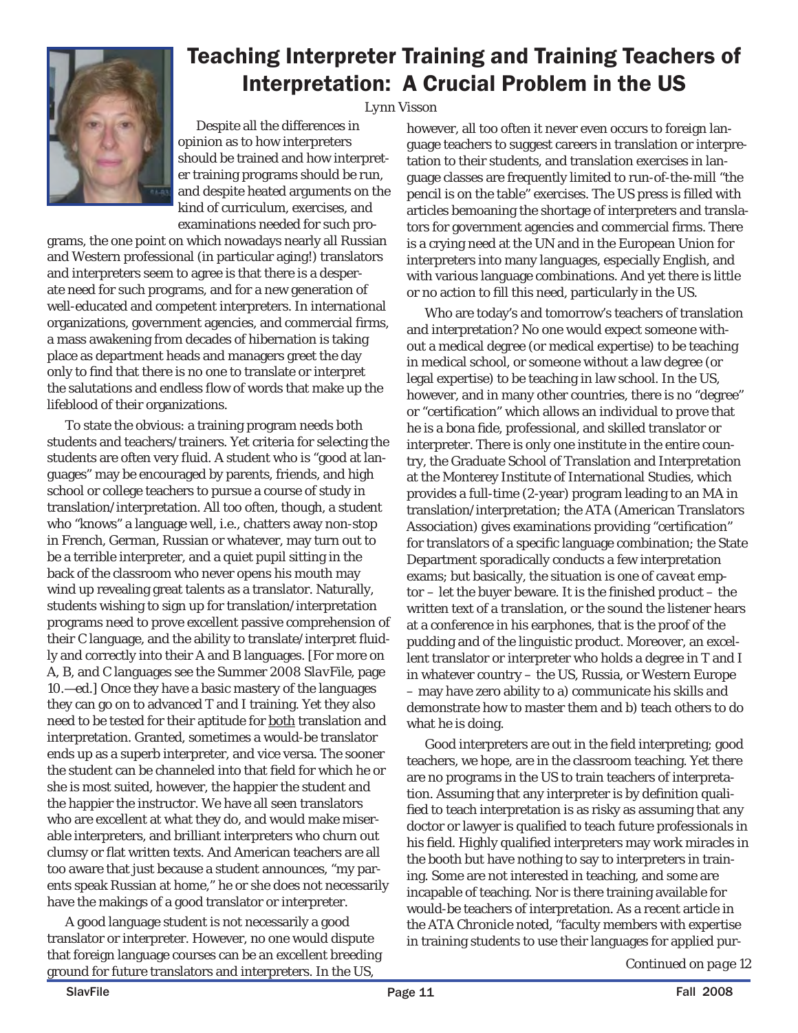# Teaching Interpreter Training and Training Teachers of Interpretation: A Crucial Problem in the US

Lynn Visson

Despite all the differences in opinion as to how interpreters should be trained and how interpreter training programs should be run, and despite heated arguments on the kind of curriculum, exercises, and examinations needed for such programs, the one point on which nowadays nearly all Russian and Western professional (in particular aging!) translators and interpreters seem to agree is that there is a desperate need for such programs, and for a new generation of well-educated and competent interpreters. In international organizations, government agencies, and commercial firms, a mass awakening from decades of hibernation is taking place as department heads and managers greet the day only to find that there is no one to translate or interpret the salutations and endless flow of words that make up the lifeblood of their organizations.

To state the obvious: a training program needs both students and teachers/trainers. Yet criteria for selecting the students are often very fluid. A student who is "good at languages" may be encouraged by parents, friends, and high school or college teachers to pursue a course of study in translation/interpretation. All too often, though, a student who "knows" a language well, i.e., chatters away non-stop in French, German, Russian or whatever, may turn out to be a terrible interpreter, and a quiet pupil sitting in the back of the classroom who never opens his mouth may wind up revealing great talents as a translator. Naturally, students wishing to sign up for translation/interpretation programs need to prove excellent passive comprehension of their C language, and the ability to translate/interpret fluidly and correctly into their A and B languages. [For more on A, B, and C languages see the Summer 2008 *SlavFile*, page 10.—ed.] Once they have a basic mastery of the languages they can go on to advanced T and I training. Yet they also need to be tested for their aptitude for <u>both</u> translation and interpretation. Granted, sometimes a would-be translator ends up as a superb interpreter, and vice versa. The sooner the student can be channeled into that field for which he or she is most suited, however, the happier the student and the happier the instructor. We have all seen translators who are excellent at what they do, and would make miserable interpreters, and brilliant interpreters who churn out clumsy or flat written texts. And American teachers are all too aware that just because a student announces, "my parents speak Russian at home," he or she does not necessarily have the makings of a good translator or interpreter.

A good language student is not necessarily a good translator or interpreter. However, no one would dispute that foreign language courses can be an excellent breeding ground for future translators and interpreters. In the US, however, all too often it never even occurs to foreign language teachers to suggest careers in translation or interpretation to their students, and translation exercises in language classes are frequently limited to run-of-the-mill "the pencil is on the table" exercises. The US press is filled with articles bemoaning the shortage of interpreters and translators for government agencies and commercial firms. There is a crying need at the UN and in the European Union for interpreters into many languages, especially English, and with various language combinations. And yet there is little or no action to fill this need, particularly in the US.

Who are today's and tomorrow's teachers of translation and interpretation? No one would expect someone without a medical degree (or medical expertise) to be teaching in medical school, or someone without a law degree (or legal expertise) to be teaching in law school. In the US, however, and in many other countries, there is no "degree" or "certification" which allows an individual to prove that he is a bona fide, professional, and skilled translator or interpreter. There is only one institute in the entire country, the Graduate School of Translation and Interpretation at the Monterey Institute of International Studies, which provides a full-time (2-year) program leading to an MA in translation/interpretation; the ATA (American Translators Association) gives examinations providing "certification" for translators of a specific language combination; the State Department sporadically conducts a few interpretation exams; but basically, the situation is one of *caveat emptor* – let the buyer beware. It is the finished product – the written text of a translation, or the sound the listener hears at a conference in his earphones, that is the proof of the pudding and of the linguistic product. Moreover, an excellent translator or interpreter who holds a degree in T and I in whatever country – the US, Russia, or Western Europe – may have zero ability to a) communicate his skills and demonstrate how to master them and b) teach others to do what he is doing.

Good interpreters are out in the field interpreting; good teachers, we hope, are in the classroom teaching. Yet there are no programs in the US to train teachers of interpretation. Assuming that any interpreter is by definition qualified to teach interpretation is as risky as assuming that any doctor or lawyer is qualified to teach future professionals in his field. Highly qualified interpreters may work miracles in the booth but have nothing to say to interpreters in training. Some are not interested in teaching, and some are incapable of teaching. Nor is there training available for would-be teachers of interpretation. As a recent article in the *ATA Chronicle* noted, "faculty members with expertise in training students to use their languages for applied pur-

*Continued on page 12*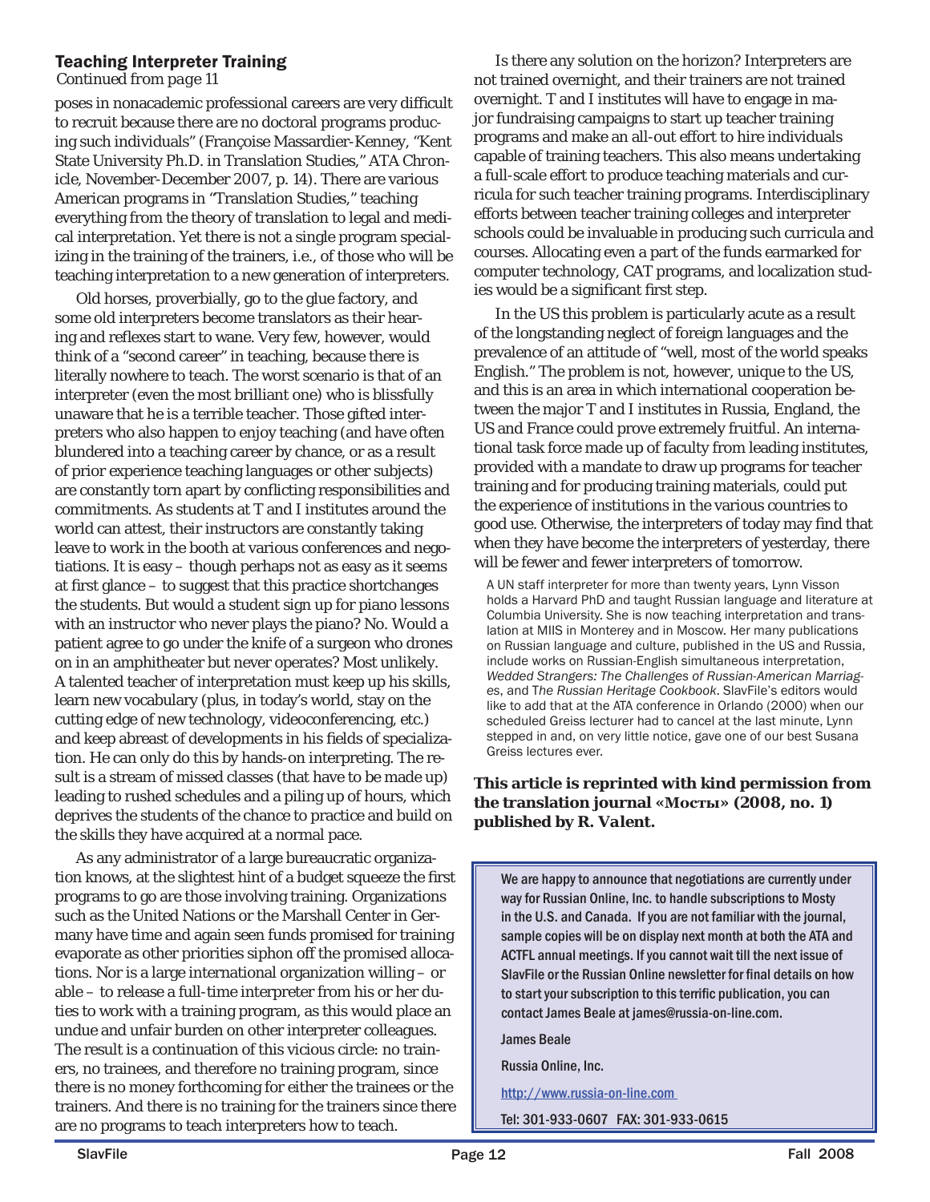### Teaching Interpreter Training

*Continued from page 11*

poses in nonacademic professional careers are very difficult to recruit because there are no doctoral programs producing such individuals" (Françoise Massardier-Kenney, "Kent State University Ph.D. in Translation Studies," ATA Chronicle, November-December 2007, p. 14). There are various American programs in "Translation Studies," teaching everything from the theory of translation to legal and medical interpretation. Yet there is not a single program specializing in the training of the trainers, i.e., of those who will be teaching interpretation to a new generation of interpreters.

Old horses, proverbially, go to the glue factory, and some old interpreters become translators as their hearing and reflexes start to wane. Very few, however, would think of a "second career" in teaching, because there is literally nowhere to teach. The worst scenario is that of an interpreter (even the most brilliant one) who is blissfully unaware that he is a terrible teacher. Those gifted interpreters who also happen to enjoy teaching (and have often blundered into a teaching career by chance, or as a result of prior experience teaching languages or other subjects) are constantly torn apart by conflicting responsibilities and commitments. As students at T and I institutes around the world can attest, their instructors are constantly taking leave to work in the booth at various conferences and negotiations. It is easy – though perhaps not as easy as it seems at first glance – to suggest that this practice shortchanges the students. But would a student sign up for piano lessons with an instructor who never plays the piano? No. Would a patient agree to go under the knife of a surgeon who drones on in an amphitheater but never operates? Most unlikely. A talented teacher of interpretation must keep up his skills, learn new vocabulary (plus, in today's world, stay on the cutting edge of new technology, videoconferencing, etc.) and keep abreast of developments in his fields of specialization. He can only do this by hands-on interpreting. The result is a stream of missed classes (that have to be made up) leading to rushed schedules and a piling up of hours, which deprives the students of the chance to practice and build on the skills they have acquired at a normal pace.

As any administrator of a large bureaucratic organization knows, at the slightest hint of a budget squeeze the first programs to go are those involving training. Organizations such as the United Nations or the Marshall Center in Germany have time and again seen funds promised for training evaporate as other priorities siphon off the promised allocations. Nor is a large international organization willing – or able – to release a full-time interpreter from his or her duties to work with a training program, as this would place an undue and unfair burden on other interpreter colleagues. The result is a continuation of this vicious circle: no trainers, no trainees, and therefore no training program, since there is no money forthcoming for either the trainees or the trainers. And there is no training for the trainers since there are no programs to teach interpreters how to teach.

Is there any solution on the horizon? Interpreters are not trained overnight, and their trainers are not trained overnight. T and I institutes will have to engage in major fundraising campaigns to start up teacher training programs and make an all-out effort to hire individuals capable of training teachers. This also means undertaking a full-scale effort to produce teaching materials and curricula for such teacher training programs. Interdisciplinary efforts between teacher training colleges and interpreter schools could be invaluable in producing such curricula and courses. Allocating even a part of the funds earmarked for computer technology, CAT programs, and localization studies would be a significant first step.

In the US this problem is particularly acute as a result of the longstanding neglect of foreign languages and the prevalence of an attitude of "well, most of the world speaks English." The problem is not, however, unique to the US, and this is an area in which international cooperation between the major T and I institutes in Russia, England, the US and France could prove extremely fruitful. An international task force made up of faculty from leading institutes, provided with a mandate to draw up programs for teacher training and for producing training materials, could put the experience of institutions in the various countries to good use. Otherwise, the interpreters of today may find that when they have become the interpreters of yesterday, there will be fewer and fewer interpreters of tomorrow.

A UN staff interpreter for more than twenty years, Lynn Visson holds a Harvard PhD and taught Russian language and literature at Columbia University. She is now teaching interpretation and translation at MIIS in Monterey and in Moscow. Her many publications on Russian language and culture, published in the US and Russia, include works on Russian-English simultaneous interpretation, *Wedded Strangers: The Challenges of Russian-American Marriages*, and *The Russian Heritage Cookbook*. SlavFile's editors would like to add that at the ATA conference in Orlando (2000) when our scheduled Greiss lecturer had to cancel at the last minute, Lynn stepped in and, on very little notice, gave one of our best Susana Greiss lectures ever.

**This article is reprinted with kind permission from the translation journal «Мосты» (2008, no. 1) published by R. Valent.**

---

We are happy to announce that negotiations are currently under way for Russian Online, Inc. to handle subscriptions to Mosty in the U.S. and Canada. If you are not familiar with the journal, sample copies will be on display next month at both the ATA and ACTFL annual meetings. If you cannot wait till the next issue of SlavFile or the Russian Online newsletter for final details on how to start your subscription to this terrific publication, you can contact James Beale at james@russia-on-line.com.

James Beale

Russia Online, Inc.

http://www.russia-on-line.com

Tel: 301-933-0607 FAX: 301-933-0615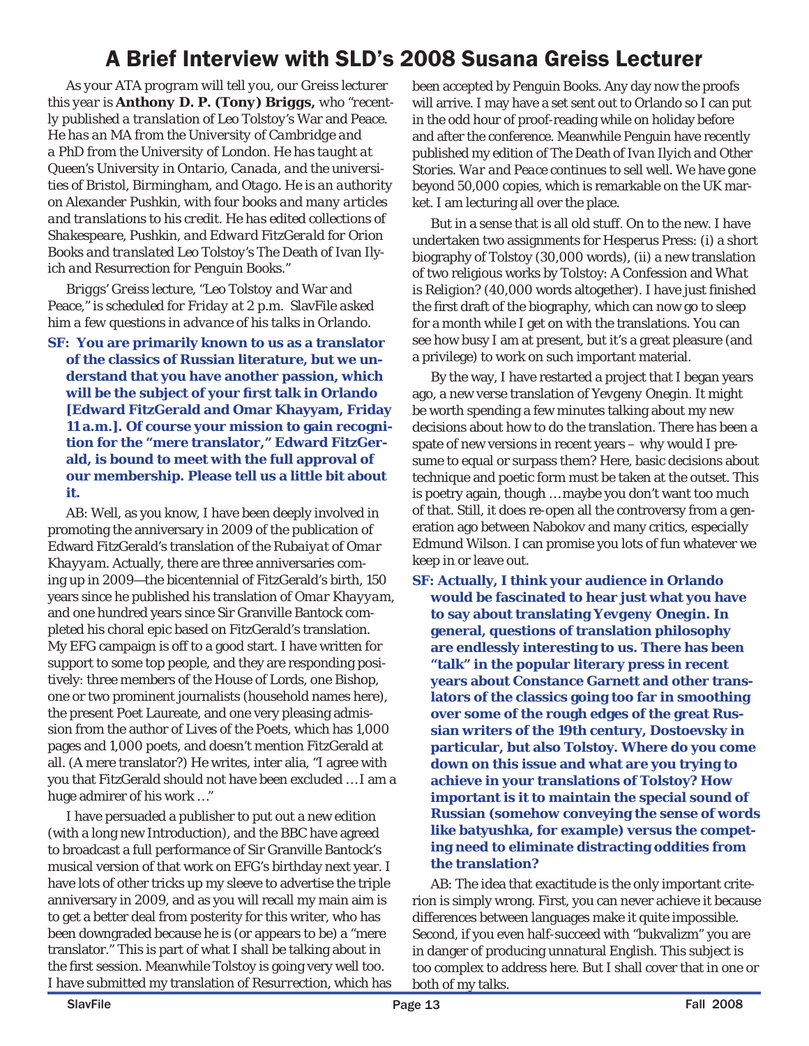# A Brief Interview with SLD's 2008 Susana Greiss Lecturer

*As your ATA program will tell you, our Greiss lecturer this year is* **Anthony D. P. (Tony) Briggs,** *who "recently published a translation of* Leo Tolstoy's War and Peace. *He has an MA from the University of Cambridge and a PhD from the University of London. He has taught at Queen's University in Ontario, Canada, and the universities of Bristol, Birmingham, and Otago. He is an authority on Alexander Pushkin, with four books and many articles and translations to his credit. He has edited collections of Shakespeare, Pushkin, and Edward FitzGerald for Orion Books and translated* Leo Tolstoy's The Death of Ivan Ilyich *and* Resurrection *for Penguin Books."*

*Briggs' Greiss lecture, "Leo Tolstoy and War and Peace," is scheduled for Friday at 2 p.m. SlavFile asked him a few questions in advance of his talks in Orlando.*

**SF: You are primarily known to us as a translator of the classics of Russian literature, but we understand that you have another passion, which will be the subject of your first talk in Orlando [Edward FitzGerald and Omar Khayyam, Friday 11 a.m.]. Of course your mission to gain recognition for the "mere translator," Edward FitzGerald, is bound to meet with the full approval of our membership. Please tell us a little bit about it.**

AB: Well, as you know, I have been deeply involved in promoting the anniversary in 2009 of the publication of Edward FitzGerald's translation of the *Rubaiyat of Omar Khayyam*. Actually, there are three anniversaries coming up in 2009—the bicentennial of FitzGerald's birth, 150 years since he published his translation of *Omar Khayyam*, and one hundred years since Sir Granville Bantock completed his choral epic based on FitzGerald's translation. My EFG campaign is off to a good start. I have written for support to some top people, and they are responding positively: three members of the House of Lords, one Bishop, one or two prominent journalists (household names here), the present Poet Laureate, and one very pleasing admission from the author of Lives of the Poets, which has 1,000 pages and 1,000 poets, and doesn't mention FitzGerald at all. (A mere translator?) He writes, inter alia, "I agree with you that FitzGerald should not have been excluded … I am a huge admirer of his work …"

I have persuaded a publisher to put out a new edition (with a long new Introduction), and the BBC have agreed to broadcast a full performance of Sir Granville Bantock's musical version of that work on EFG's birthday next year. I have lots of other tricks up my sleeve to advertise the triple anniversary in 2009, and as you will recall my main aim is to get a better deal from posterity for this writer, who has been downgraded because he is (or appears to be) a "mere translator." This is part of what I shall be talking about in the first session. Meanwhile Tolstoy is going very well too. I have submitted my translation of *Resurrection*, which has been accepted by Penguin Books. Any day now the proofs will arrive. I may have a set sent out to Orlando so I can put in the odd hour of proof-reading while on holiday before and after the conference. Meanwhile Penguin have recently published my edition of *The Death of Ivan Ilyich and Other Stories*. *War and Peace* continues to sell well. We have gone beyond 50,000 copies, which is remarkable on the UK market. I am lecturing all over the place.

But in a sense that is all old stuff. On to the new. I have undertaken two assignments for Hesperus Press: (i) a short biography of Tolstoy (30,000 words), (ii) a new translation of two religious works by Tolstoy: A Confession and *What is Religion?* (40,000 words altogether). I have just finished the first draft of the biography, which can now go to sleep for a month while I get on with the translations. You can see how busy I am at present, but it's a great pleasure (and a privilege) to work on such important material.

By the way, I have restarted a project that I began years ago, a new verse translation of Yevgeny Onegin. It might be worth spending a few minutes talking about my new decisions about how to do the translation. There has been a spate of new versions in recent years – why would I presume to equal or surpass them? Here, basic decisions about technique and poetic form must be taken at the outset. This is poetry again, though … maybe you don't want too much of that. Still, it does re-open all the controversy from a generation ago between Nabokov and many critics, especially Edmund Wilson. I can promise you lots of fun whatever we keep in or leave out.

**SF: Actually, I think your audience in Orlando would be fascinated to hear just what you have to say about translating *Yevgeny Onegin*. In general, questions of translation philosophy are endlessly interesting to us. There has been "talk" in the popular literary press in recent years about Constance Garnett and other translators of the classics going too far in smoothing over some of the rough edges of the great Russian writers of the 19th century, Dostoevsky in particular, but also Tolstoy. Where do you come down on this issue and what are you trying to achieve in your translations of Tolstoy? How important is it to maintain the special sound of Russian (somehow conveying the sense of words like batyushka, for example) versus the competing need to eliminate distracting oddities from the translation?**

AB: The idea that exactitude is the only important criterion is simply wrong. First, you can never achieve it because differences between languages make it quite impossible. Second, if you even half-succeed with "bukvalizm" you are in danger of producing unnatural English. This subject is too complex to address here. But I shall cover that in one or both of my talks.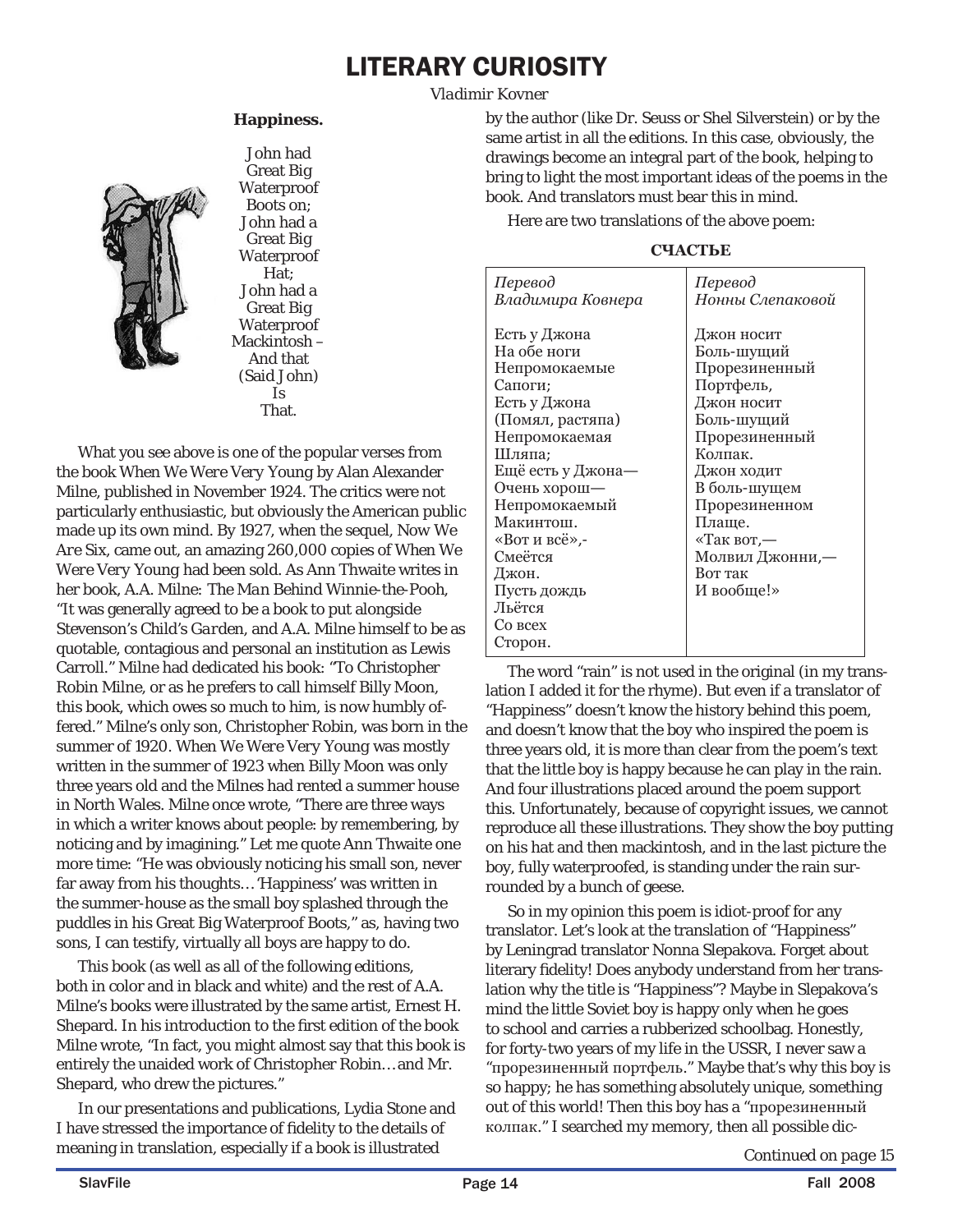# LITERARY CURIOSITY

*Vladimir Kovner*

**Happiness.**

John had
Great Big
Waterproof
Boots on;
John had a
Great Big
Waterproof
Hat;
John had a
Great Big
Waterproof
Mackintosh –
And that
(Said John)
Is
That.

What you see above is one of the popular verses from the book When We Were Very Young by Alan Alexander Milne, published in November 1924. The critics were not particularly enthusiastic, but obviously the American public made up its own mind. By 1927, when the sequel, Now We Are Six, came out, an amazing 260,000 copies of When We Were Very Young had been sold. As Ann Thwaite writes in her book, A.A. Milne: The Man Behind Winnie-the-Pooh, "It was generally agreed to be a book to put alongside Stevenson's Child's Garden, and A.A. Milne himself to be as quotable, contagious and personal an institution as Lewis Carroll." Milne had dedicated his book: "To Christopher Robin Milne, or as he prefers to call himself Billy Moon, this book, which owes so much to him, is now humbly offered." Milne's only son, Christopher Robin, was born in the summer of 1920. When We Were Very Young was mostly written in the summer of 1923 when Billy Moon was only three years old and the Milnes had rented a summer house in North Wales. Milne once wrote, "There are three ways in which a writer knows about people: by remembering, by noticing and by imagining." Let me quote Ann Thwaite one more time: "He was obviously noticing his small son, never far away from his thoughts… 'Happiness' was written in the summer-house as the small boy splashed through the puddles in his Great Big Waterproof Boots," as, having two sons, I can testify, virtually all boys are happy to do.

This book (as well as all of the following editions, both in color and in black and white) and the rest of A.A. Milne's books were illustrated by the same artist, Ernest H. Shepard. In his introduction to the first edition of the book Milne wrote, "In fact, you might almost say that this book is entirely the unaided work of Christopher Robin… and Mr. Shepard, who drew the pictures."

In our presentations and publications, Lydia Stone and I have stressed the importance of fidelity to the details of meaning in translation, especially if a book is illustrated by the author (like Dr. Seuss or Shel Silverstein) or by the same artist in all the editions. In this case, obviously, the drawings become an integral part of the book, helping to bring to light the most important ideas of the poems in the book. And translators must bear this in mind.

Here are two translations of the above poem:

**СЧАСТЬЕ**

| *Перевод Владимира Ковнера* | *Перевод Нонны Слепаковой* |
|---|---|
| Есть у Джона<br>На обе ноги<br>Непромокаемые<br>Сапоги;<br>Есть у Джона<br>(Помял, растяпа)<br>Непромокаемая<br>Шляпа;<br>Ещё есть у Джона—<br>Очень хорош—<br>Непромокаемый<br>Макинтош.<br>«Вот и всё»,-<br>Смеётся<br>Джон.<br>Пусть дождь<br>Льётся<br>Со всех<br>Сторон. | Джон носит<br>Боль-шущий<br>Прорезиненный<br>Портфель,<br>Джон носит<br>Боль-шущий<br>Прорезиненный<br>Колпак.<br>Джон ходит<br>В боль-шущем<br>Прорезиненном<br>Плаще.<br>«Так вот,—<br>Молвил Джонни,—<br>Вот так<br>И вообще!» |

The word "rain" is not used in the original (in my translation I added it for the rhyme). But even if a translator of "Happiness" doesn't know the history behind this poem, and doesn't know that the boy who inspired the poem is three years old, it is more than clear from the poem's text that the little boy is happy because he can play in the rain. And four illustrations placed around the poem support this. Unfortunately, because of copyright issues, we cannot reproduce all these illustrations. They show the boy putting on his hat and then mackintosh, and in the last picture the boy, fully waterproofed, is standing under the rain surrounded by a bunch of geese.

So in my opinion this poem is idiot-proof for any translator. Let's look at the translation of "Happiness" by Leningrad translator Nonna Slepakova. Forget about literary fidelity! Does anybody understand from her translation why the title is "Happiness"? Maybe in Slepakova's mind the little Soviet boy is happy only when he goes to school and carries a rubberized schoolbag. Honestly, for forty-two years of my life in the USSR, I never saw a "прорезиненный портфель." Maybe that's why this boy is so happy; he has something absolutely unique, something out of this world! Then this boy has a "прорезиненный колпак." I searched my memory, then all possible dic-

*Continued on page 15*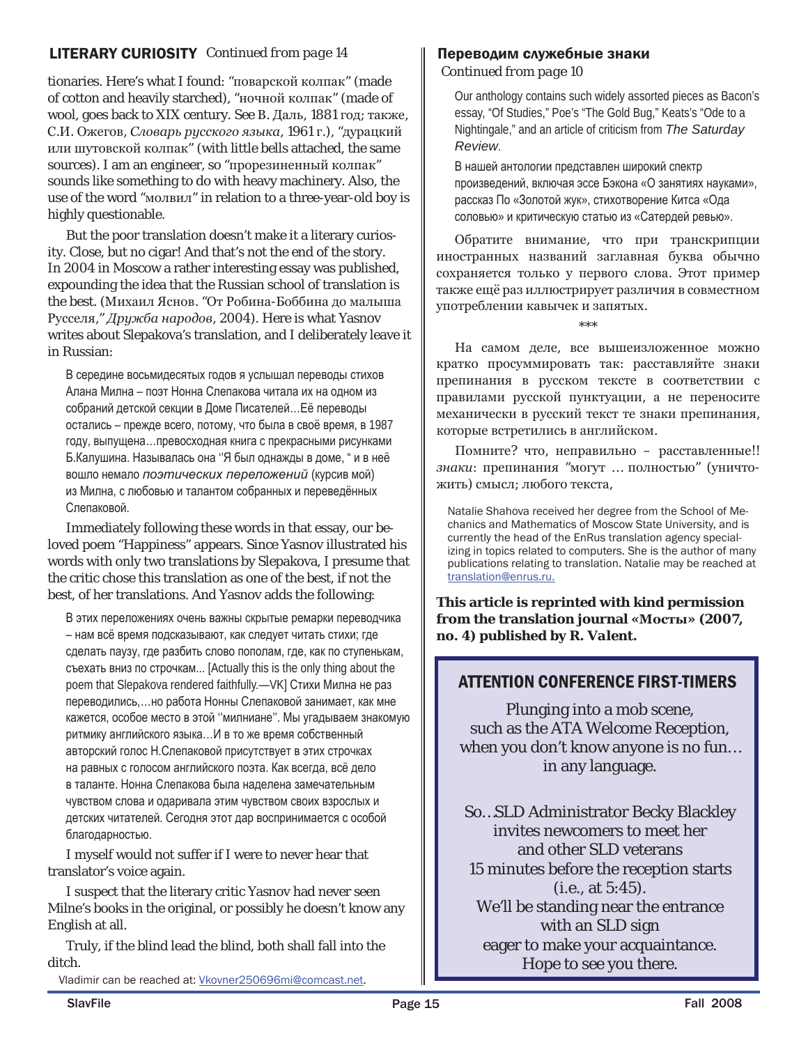## LITERARY CURIOSITY *Continued from page 14*

tionaries. Here's what I found: "поварской колпак" (made of cotton and heavily starched), "ночной колпак" (made of wool, goes back to XIX century. See В. Даль, 1881 год; также, С.И. Ожегов, *Словарь русского языка*, 1961 г.), "дурацкий или шутовской колпак" (with little bells attached, the same sources). I am an engineer, so "прорезиненный колпак" sounds like something to do with heavy machinery. Also, the use of the word "молвил" in relation to a three-year-old boy is highly questionable.

But the poor translation doesn't make it a literary curiosity. Close, but no cigar! And that's not the end of the story. In 2004 in Moscow a rather interesting essay was published, expounding the idea that the Russian school of translation is the best. (Михаил Яснов. "От Робина-Боббина до малыша Русселя," *Дружба народов*, 2004). Here is what Yasnov writes about Slepakova's translation, and I deliberately leave it in Russian:

> В середине восьмидесятых годов я услышал переводы стихов Алана Милна – поэт Нонна Слепакова читала их на одном из собраний детской секции в Доме Писателей…Её переводы остались – прежде всего, потому, что была в своё время, в 1987 году, выпущена…превосходная книга с прекрасными рисунками Б.Калушина. Называлась она "Я был однажды в доме, " и в неё вошло немало *поэтических переложений* (курсив мой) из Милна, с любовью и талантом собранных и переведённых Слепаковой.

Immediately following these words in that essay, our beloved poem "Happiness" appears. Since Yasnov illustrated his words with only two translations by Slepakova, I presume that the critic chose this translation as one of the best, if not the best, of her translations. And Yasnov adds the following:

> В этих переложениях очень важны скрытые ремарки переводчика – нам всё время подсказывают, как следует читать стихи; где сделать паузу, где разбить слово пополам, где, как по ступенькам, съехать вниз по строчкам… [Actually this is the only thing about the poem that Slepakova rendered faithfully.—VK] Стихи Милна не раз переводились,…но работа Нонны Слепаковой занимает, как мне кажется, особое место в этой "милниане". Мы угадываем знакомую ритмику английского языка…И в то же время собственный авторский голос Н.Слепаковой присутствует в этих строчках на равных с голосом английского поэта. Как всегда, всё дело в таланте. Нонна Слепакова была наделена замечательным чувством слова и одаривала этим чувством своих взрослых и детских читателей. Сегодня этот дар воспринимается с особой благодарностью.

I myself would not suffer if I were to never hear that translator's voice again.

I suspect that the literary critic Yasnov had never seen Milne's books in the original, or possibly he doesn't know any English at all.

Truly, if the blind lead the blind, both shall fall into the ditch.

Vladimir can be reached at: Vkovner250696mi@comcast.net.

## Переводим служебные знаки

*Continued from page 10*

> Our anthology contains such widely assorted pieces as Bacon's essay, "Of Studies," Poe's "The Gold Bug," Keats's "Ode to a Nightingale," and an article of criticism from *The Saturday Review*.
>
> В нашей антологии представлен широкий спектр произведений, включая эссе Бэконa «О занятиях науками», рассказ По «Золотой жук», стихотворение Китса «Ода соловью» и критическую статью из «Сатердей ревью».

Обратите внимание, что при транскрипции иностранных названий заглавная буква обычно сохраняется только у первого слова. Этот пример также ещё раз иллюстрирует различия в совместном употреблении кавычек и запятых.

\*\*\*

На самом деле, все вышеизложенное можно кратко просуммировать так: расставляйте знаки препинания в русском тексте в соответствии с правилами русской пунктуации, а не переносите механически в русский текст те знаки препинания, которые встретились в английском.

Помните? что, неправильно – расставленные!! *знаки*: препинания "могут … полностью" (уничтожить) смысл; любого текста,

Natalie Shahova received her degree from the School of Mechanics and Mathematics of Moscow State University, and is currently the head of the EnRus translation agency specializing in topics related to computers. She is the author of many publications relating to translation. Natalie may be reached at translation@enrus.ru.

**This article is reprinted with kind permission from the translation journal «Мосты» (2007, no. 4) published by R. Valent.**

## ATTENTION CONFERENCE FIRST-TIMERS

Plunging into a mob scene,
such as the ATA Welcome Reception,
when you don't know anyone is no fun…
in any language.

So…SLD Administrator Becky Blackley
invites newcomers to meet her
and other SLD veterans
15 minutes before the reception starts
(i.e., at 5:45).
We'll be standing near the entrance
with an SLD sign
eager to make your acquaintance.
Hope to see you there.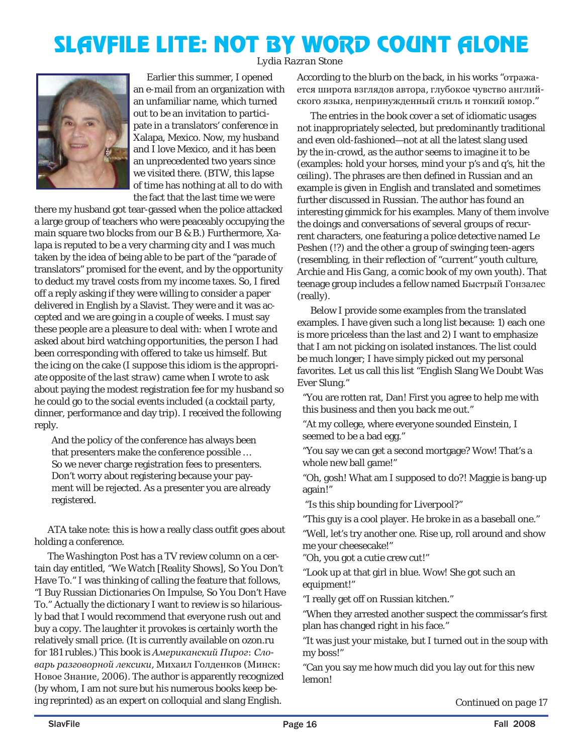# SLAVFILE LITE: NOT BY WORD COUNT ALONE

*Lydia Razran Stone*

Earlier this summer, I opened an e-mail from an organization with an unfamiliar name, which turned out to be an invitation to participate in a translators' conference in Xalapa, Mexico. Now, my husband and I love Mexico, and it has been an unprecedented two years since we visited there. (BTW, this lapse of time has nothing at all to do with the fact that the last time we were there my husband got tear-gassed when the police attacked a large group of teachers who were peaceably occupying the main square two blocks from our B & B.) Furthermore, Xalapa is reputed to be a very charming city and I was much taken by the idea of being able to be part of the "parade of translators" promised for the event, and by the opportunity to deduct my travel costs from my income taxes. So, I fired off a reply asking if they were willing to consider a paper delivered in English by a Slavist. They were and it was accepted and we are going in a couple of weeks. I must say these people are a pleasure to deal with: when I wrote and asked about bird watching opportunities, the person I had been corresponding with offered to take us himself. But the icing on the cake (I suppose this idiom is the appropriate opposite of the *last straw*) came when I wrote to ask about paying the modest registration fee for my husband so he could go to the social events included (a cocktail party, dinner, performance and day trip). I received the following reply.

> And the policy of the conference has always been that presenters make the conference possible … So we never charge registration fees to presenters. Don't worry about registering because your payment will be rejected. As a presenter you are already registered.

ATA take note: this is how a really class outfit goes about holding a conference.

*The Washington Post* has a TV review column on a certain day entitled, "We Watch [Reality Shows], So You Don't Have To." I was thinking of calling the feature that follows, "I Buy Russian Dictionaries On Impulse, So You Don't Have To." Actually the dictionary I want to review is so hilariously bad that I would recommend that everyone rush out and buy a copy. The laughter it provokes is certainly worth the relatively small price. (It is currently available on ozon.ru for 181 rubles.) This book is *Американский Пирог: Словарь разговорной лексики*, Михаил Голденков (Минск: Новое Знание, 2006). The author is apparently recognized (by whom, I am not sure but his numerous books keep being reprinted) as an expert on colloquial and slang English. According to the blurb on the back, in his works "отражается широта взглядов автора, глубокое чувство английского языка, непринужденный стиль и тонкий юмор."

The entries in the book cover a set of idiomatic usages not inappropriately selected, but predominantly traditional and even old-fashioned—not at all the latest slang used by the in-crowd, as the author seems to imagine it to be (examples: *hold your horses*, *mind your p's and q's*, *hit the ceiling*). The phrases are then defined in Russian and an example is given in English and translated and sometimes further discussed in Russian. The author has found an interesting gimmick for his examples. Many of them involve the doings and conversations of several groups of recurrent characters, one featuring a police detective named Le Peshen (!?) and the other a group of swinging teen-agers (resembling, in their reflection of "current" youth culture, *Archie and His Gang*, a comic book of my own youth). That teenage group includes a fellow named Быстрый Гонзалес (really).

Below I provide some examples from the translated examples. I have given such a long list because: 1) each one is more priceless than the last and 2) I want to emphasize that I am not picking on isolated instances. The list could be much longer; I have simply picked out my personal favorites. Let us call this list "English Slang We Doubt Was Ever Slung."

"You are rotten rat, Dan! First you agree to help me with this business and then you back me out."

"At my college, where everyone sounded Einstein, I seemed to be a bad egg."

"You say we can get a second mortgage? Wow! That's a whole new ball game!"

"Oh, gosh! What am I supposed to do?! Maggie is bang-up again!"

"Is this ship bounding for Liverpool?"

"This guy is a cool player. He broke in as a baseball one."

"Well, let's try another one. Rise up, roll around and show me your cheesecake!"

"Oh, you got a cutie crew cut!"

"Look up at that girl in blue. Wow! She got such an equipment!"

"I really get off on Russian kitchen."

"When they arrested another suspect the commissar's first plan has changed right in his face."

"It was just your mistake, but I turned out in the soup with my boss!"

"Can you say me how much did you lay out for this new lemon!

*Continued on page 17*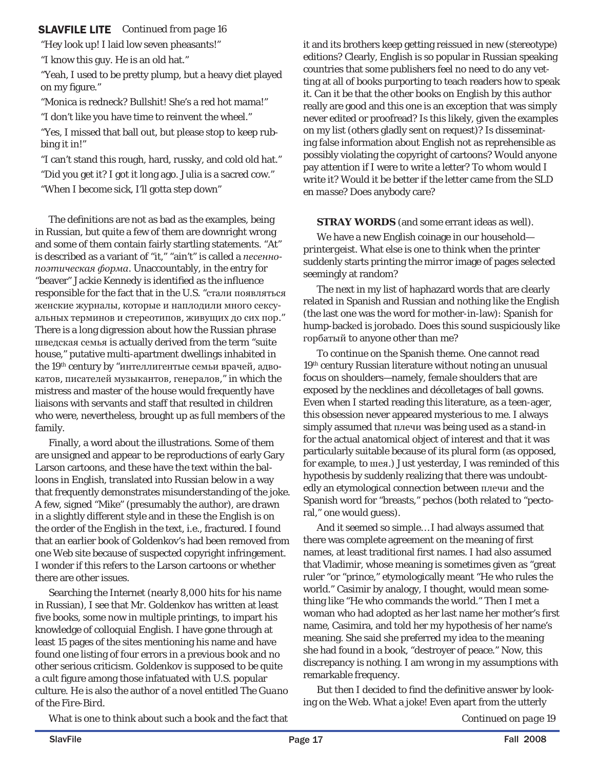**SLAVFILE LITE** *Continued from page 16*

"Hey look up! I laid low seven pheasants!"

"I know this guy. He is an old hat."

"Yeah, I used to be pretty plump, but a heavy diet played on my figure."

"Monica is redneck? Bullshit! She's a red hot mama!"

"I don't like you have time to reinvent the wheel."

"Yes, I missed that ball out, but please stop to keep rubbing it in!"

"I can't stand this rough, hard, russky, and cold old hat."

"Did you get it? I got it long ago. Julia is a sacred cow."

"When I become sick, I'll gotta step down"

The definitions are not as bad as the examples, being in Russian, but quite a few of them are downright wrong and some of them contain fairly startling statements. "At" is described as a variant of "it," "ain't" is called a *песенно-поэтическая форма*. Unaccountably, in the entry for "beaver" Jackie Kennedy is identified as the influence responsible for the fact that in the U.S. "стали появляться женские журналы, которые и наплодили много сексуальных терминов и стереотипов, живущих до сих пор." There is a long digression about how the Russian phrase шведская семья is actually derived from the term "suite house," putative multi-apartment dwellings inhabited in the 19th century by "интеллигентые семьи врачей, адвокатов, писателей музыкантов, генералов," in which the mistress and master of the house would frequently have liaisons with servants and staff that resulted in children who were, nevertheless, brought up as full members of the family.

Finally, a word about the illustrations. Some of them are unsigned and appear to be reproductions of early Gary Larson cartoons, and these have the text within the balloons in English, translated into Russian below in a way that frequently demonstrates misunderstanding of the joke. A few, signed "Mike" (presumably the author), are drawn in a slightly different style and in these the English is on the order of the English in the text, i.e., fractured. I found that an earlier book of Goldenkov's had been removed from one Web site because of suspected copyright infringement. I wonder if this refers to the Larson cartoons or whether there are other issues.

Searching the Internet (nearly 8,000 hits for his name in Russian), I see that Mr. Goldenkov has written at least five books, some now in multiple printings, to impart his knowledge of colloquial English. I have gone through at least 15 pages of the sites mentioning his name and have found one listing of four errors in a previous book and no other serious criticism. Goldenkov is supposed to be quite a cult figure among those infatuated with U.S. popular culture. He is also the author of a novel entitled *The Guano of the Fire-Bird*.

What is one to think about such a book and the fact that it and its brothers keep getting reissued in new (stereotype) editions? Clearly, English is so popular in Russian speaking countries that some publishers feel no need to do any vetting at all of books purporting to teach readers how to speak it. Can it be that the other books on English by this author really are good and this one is an exception that was simply never edited or proofread? Is this likely, given the examples on my list (others gladly sent on request)? Is disseminating false information about English not as reprehensible as possibly violating the copyright of cartoons? Would anyone pay attention if I were to write a letter? To whom would I write it? Would it be better if the letter came from the SLD *en masse*? Does anybody care?

**STRAY WORDS** (and some errant ideas as well).

We have a new English coinage in our household—*printergeist*. What else is one to think when the printer suddenly starts printing the mirror image of pages selected seemingly at random?

The next in my list of haphazard words that are clearly related in Spanish and Russian and nothing like the English (the last one was the word for mother-in-law): Spanish for hump-backed is *jorobado*. Does this sound suspiciously like горбатый to anyone other than me?

To continue on the Spanish theme. One cannot read 19th century Russian literature without noting an unusual focus on shoulders—namely, female shoulders that are exposed by the necklines and décolletages of ball gowns. Even when I started reading this literature, as a teen-ager, this obsession never appeared mysterious to me. I always simply assumed that плечи was being used as a stand-in for the actual anatomical object of interest and that it was particularly suitable because of its plural form (as opposed, for example, to шея.) Just yesterday, I was reminded of this hypothesis by suddenly realizing that there was undoubtedly an etymological connection between плечи and the Spanish word for "breasts," pechos (both related to "pectoral," one would guess).

And it seemed so simple… I had always assumed that there was complete agreement on the meaning of first names, at least traditional first names. I had also assumed that Vladimir, whose meaning is sometimes given as "great ruler "or "prince," etymologically meant "He who rules the world." Casimir by analogy, I thought, would mean something like "He who commands the world." Then I met a woman who had adopted as her last name her mother's first name, Casimira, and told her my hypothesis of her name's meaning. She said she preferred my idea to the meaning she had found in a book, "destroyer of peace." Now, this discrepancy is nothing. I am wrong in my assumptions with remarkable frequency.

But then I decided to find the definitive answer by looking on the Web. What a joke! Even apart from the utterly

*Continued on page 19*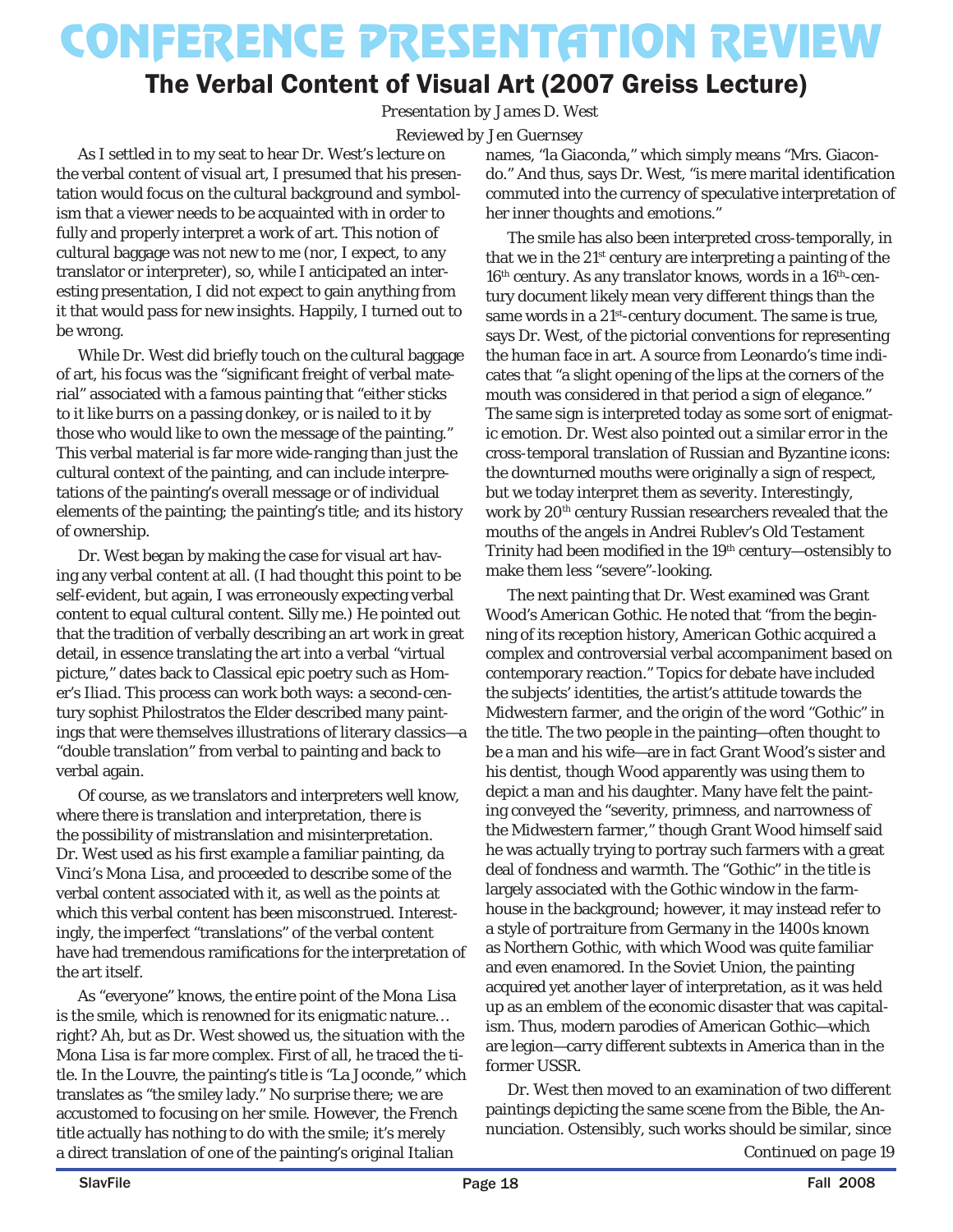# CONFERENCE PRESENTATION REVIEW

## The Verbal Content of Visual Art (2007 Greiss Lecture)

*Presentation by James D. West*

*Reviewed by Jen Guernsey*

As I settled in to my seat to hear Dr. West's lecture on the verbal content of visual art, I presumed that his presentation would focus on the cultural background and symbolism that a viewer needs to be acquainted with in order to fully and properly interpret a work of art. This notion of cultural baggage was not new to me (nor, I expect, to any translator or interpreter), so, while I anticipated an interesting presentation, I did not expect to gain anything from it that would pass for new insights. Happily, I turned out to be wrong.

While Dr. West did briefly touch on the cultural baggage of art, his focus was the "significant freight of verbal material" associated with a famous painting that "either sticks to it like burrs on a passing donkey, or is nailed to it by those who would like to own the message of the painting." This verbal material is far more wide-ranging than just the cultural context of the painting, and can include interpretations of the painting's overall message or of individual elements of the painting; the painting's title; and its history of ownership.

Dr. West began by making the case for visual art having any verbal content at all. (I had thought this point to be self-evident, but again, I was erroneously expecting verbal content to equal cultural content. Silly me.) He pointed out that the tradition of verbally describing an art work in great detail, in essence translating the art into a verbal "virtual picture," dates back to Classical epic poetry such as Homer's *Iliad*. This process can work both ways: a second-century sophist Philostratos the Elder described many paintings that were themselves illustrations of literary classics—a "double translation" from verbal to painting and back to verbal again.

Of course, as we translators and interpreters well know, where there is translation and interpretation, there is the possibility of mistranslation and misinterpretation. Dr. West used as his first example a familiar painting, da Vinci's *Mona Lisa*, and proceeded to describe some of the verbal content associated with it, as well as the points at which this verbal content has been misconstrued. Interestingly, the imperfect "translations" of the verbal content have had tremendous ramifications for the interpretation of the art itself.

As "everyone" knows, the entire point of the *Mona Lisa* is the smile, which is renowned for its enigmatic nature… right? Ah, but as Dr. West showed us, the situation with the *Mona Lisa* is far more complex. First of all, he traced the title. In the Louvre, the painting's title is "La Joconde," which translates as "the smiley lady." No surprise there; we are accustomed to focusing on her smile. However, the French title actually has nothing to do with the smile; it's merely a direct translation of one of the painting's original Italian names, "la Giaconda," which simply means "Mrs. Giacondo." And thus, says Dr. West, "is mere marital identification commuted into the currency of speculative interpretation of her inner thoughts and emotions."

The smile has also been interpreted cross-temporally, in that we in the 21st century are interpreting a painting of the 16th century. As any translator knows, words in a 16th-century document likely mean very different things than the same words in a 21st-century document. The same is true, says Dr. West, of the pictorial conventions for representing the human face in art. A source from Leonardo's time indicates that "a slight opening of the lips at the corners of the mouth was considered in that period a sign of elegance." The same sign is interpreted today as some sort of enigmatic emotion. Dr. West also pointed out a similar error in the cross-temporal translation of Russian and Byzantine icons: the downturned mouths were originally a sign of respect, but we today interpret them as severity. Interestingly, work by 20th century Russian researchers revealed that the mouths of the angels in Andrei Rublev's Old Testament Trinity had been modified in the 19th century—ostensibly to make them less "severe"-looking.

The next painting that Dr. West examined was Grant Wood's *American Gothic*. He noted that "from the beginning of its reception history, *American Gothic* acquired a complex and controversial verbal accompaniment based on contemporary reaction." Topics for debate have included the subjects' identities, the artist's attitude towards the Midwestern farmer, and the origin of the word "Gothic" in the title. The two people in the painting—often thought to be a man and his wife—are in fact Grant Wood's sister and his dentist, though Wood apparently was using them to depict a man and his daughter. Many have felt the painting conveyed the "severity, primness, and narrowness of the Midwestern farmer," though Grant Wood himself said he was actually trying to portray such farmers with a great deal of fondness and warmth. The "Gothic" in the title is largely associated with the Gothic window in the farmhouse in the background; however, it may instead refer to a style of portraiture from Germany in the 1400s known as Northern Gothic, with which Wood was quite familiar and even enamored. In the Soviet Union, the painting acquired yet another layer of interpretation, as it was held up as an emblem of the economic disaster that was capitalism. Thus, modern parodies of *American Gothic*—which are legion—carry different subtexts in America than in the former USSR.

Dr. West then moved to an examination of two different paintings depicting the same scene from the Bible, the Annunciation. Ostensibly, such works should be similar, since

*Continued on page 19*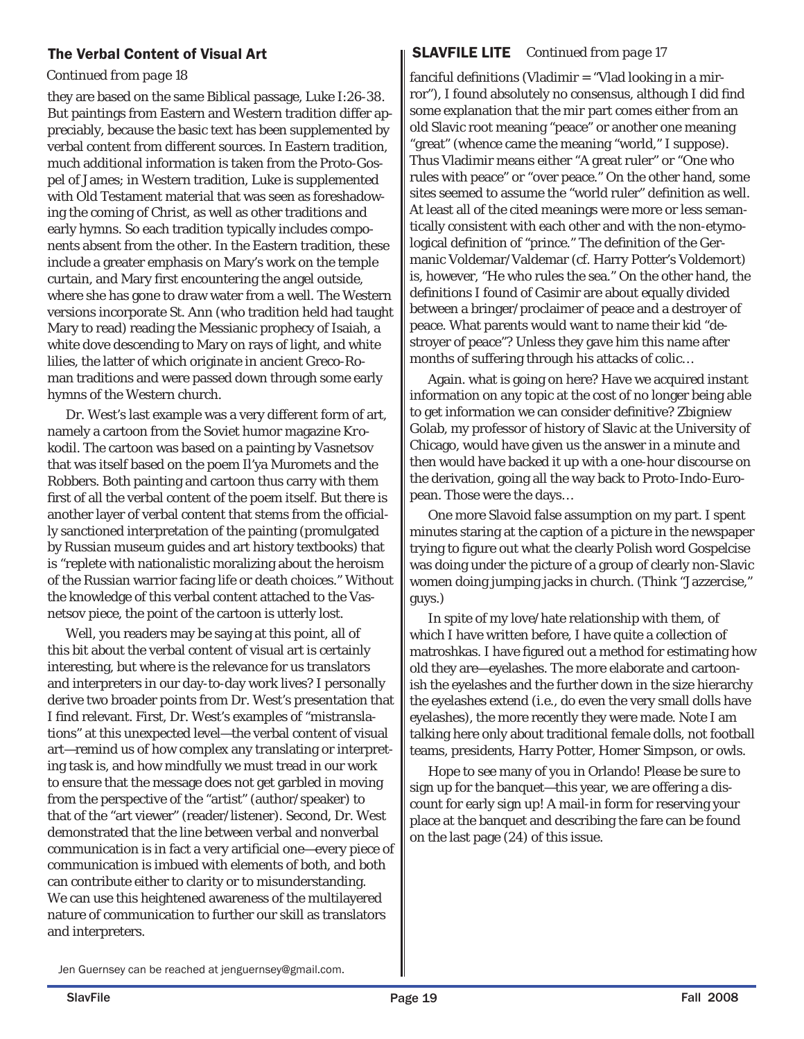## The Verbal Content of Visual Art

*Continued from page 18*

they are based on the same Biblical passage, Luke I:26-38. But paintings from Eastern and Western tradition differ appreciably, because the basic text has been supplemented by verbal content from different sources. In Eastern tradition, much additional information is taken from the Proto-Gospel of James; in Western tradition, Luke is supplemented with Old Testament material that was seen as foreshadowing the coming of Christ, as well as other traditions and early hymns. So each tradition typically includes components absent from the other. In the Eastern tradition, these include a greater emphasis on Mary's work on the temple curtain, and Mary first encountering the angel outside, where she has gone to draw water from a well. The Western versions incorporate St. Ann (who tradition held had taught Mary to read) reading the Messianic prophecy of Isaiah, a white dove descending to Mary on rays of light, and white lilies, the latter of which originate in ancient Greco-Roman traditions and were passed down through some early hymns of the Western church.

Dr. West's last example was a very different form of art, namely a cartoon from the Soviet humor magazine Krokodil. The cartoon was based on a painting by Vasnetsov that was itself based on the poem Il'ya Muromets and the Robbers. Both painting and cartoon thus carry with them first of all the verbal content of the poem itself. But there is another layer of verbal content that stems from the officially sanctioned interpretation of the painting (promulgated by Russian museum guides and art history textbooks) that is "replete with nationalistic moralizing about the heroism of the Russian warrior facing life or death choices." Without the knowledge of this verbal content attached to the Vasnetsov piece, the point of the cartoon is utterly lost.

Well, you readers may be saying at this point, all of this bit about the verbal content of visual art is certainly interesting, but where is the relevance for us translators and interpreters in our day-to-day work lives? I personally derive two broader points from Dr. West's presentation that I find relevant. First, Dr. West's examples of "mistranslations" at this unexpected level—the verbal content of visual art—remind us of how complex any translating or interpreting task is, and how mindfully we must tread in our work to ensure that the message does not get garbled in moving from the perspective of the "artist" (author/speaker) to that of the "art viewer" (reader/listener). Second, Dr. West demonstrated that the line between verbal and nonverbal communication is in fact a very artificial one—every piece of communication is imbued with elements of both, and both can contribute either to clarity or to misunderstanding. We can use this heightened awareness of the multilayered nature of communication to further our skill as translators and interpreters.

Jen Guernsey can be reached at jenguernsey@gmail.com.

## SLAVFILE LITE *Continued from page 17*

fanciful definitions (Vladimir = "Vlad looking in a mirror"), I found absolutely no consensus, although I did find some explanation that the mir part comes either from an old Slavic root meaning "peace" or another one meaning "great" (whence came the meaning "world," I suppose). Thus Vladimir means either "A great ruler" or "One who rules with peace" or "over peace." On the other hand, some sites seemed to assume the "world ruler" definition as well. At least all of the cited meanings were more or less semantically consistent with each other and with the non-etymological definition of "prince." The definition of the Germanic Voldemar/Valdemar (cf. Harry Potter's Voldemort) is, however, "He who rules the sea." On the other hand, the definitions I found of Casimir are about equally divided between a bringer/proclaimer of peace and a destroyer of peace. What parents would want to name their kid "destroyer of peace"? Unless they gave him this name after months of suffering through his attacks of colic…

Again. what is going on here? Have we acquired instant information on any topic at the cost of no longer being able to get information we can consider definitive? Zbigniew Golab, my professor of history of Slavic at the University of Chicago, would have given us the answer in a minute and then would have backed it up with a one-hour discourse on the derivation, going all the way back to Proto-Indo-European. Those were the days…

One more Slavoid false assumption on my part. I spent minutes staring at the caption of a picture in the newspaper trying to figure out what the clearly Polish word Gospelcise was doing under the picture of a group of clearly non-Slavic women doing jumping jacks in church. (Think "Jazzercise," guys.)

In spite of my love/hate relationship with them, of which I have written before, I have quite a collection of matroshkas. I have figured out a method for estimating how old they are—eyelashes. The more elaborate and cartoonish the eyelashes and the further down in the size hierarchy the eyelashes extend (i.e., do even the very small dolls have eyelashes), the more recently they were made. Note I am talking here only about traditional female dolls, not football teams, presidents, Harry Potter, Homer Simpson, or owls.

Hope to see many of you in Orlando! Please be sure to sign up for the banquet—this year, we are offering a discount for early sign up! A mail-in form for reserving your place at the banquet and describing the fare can be found on the last page (24) of this issue.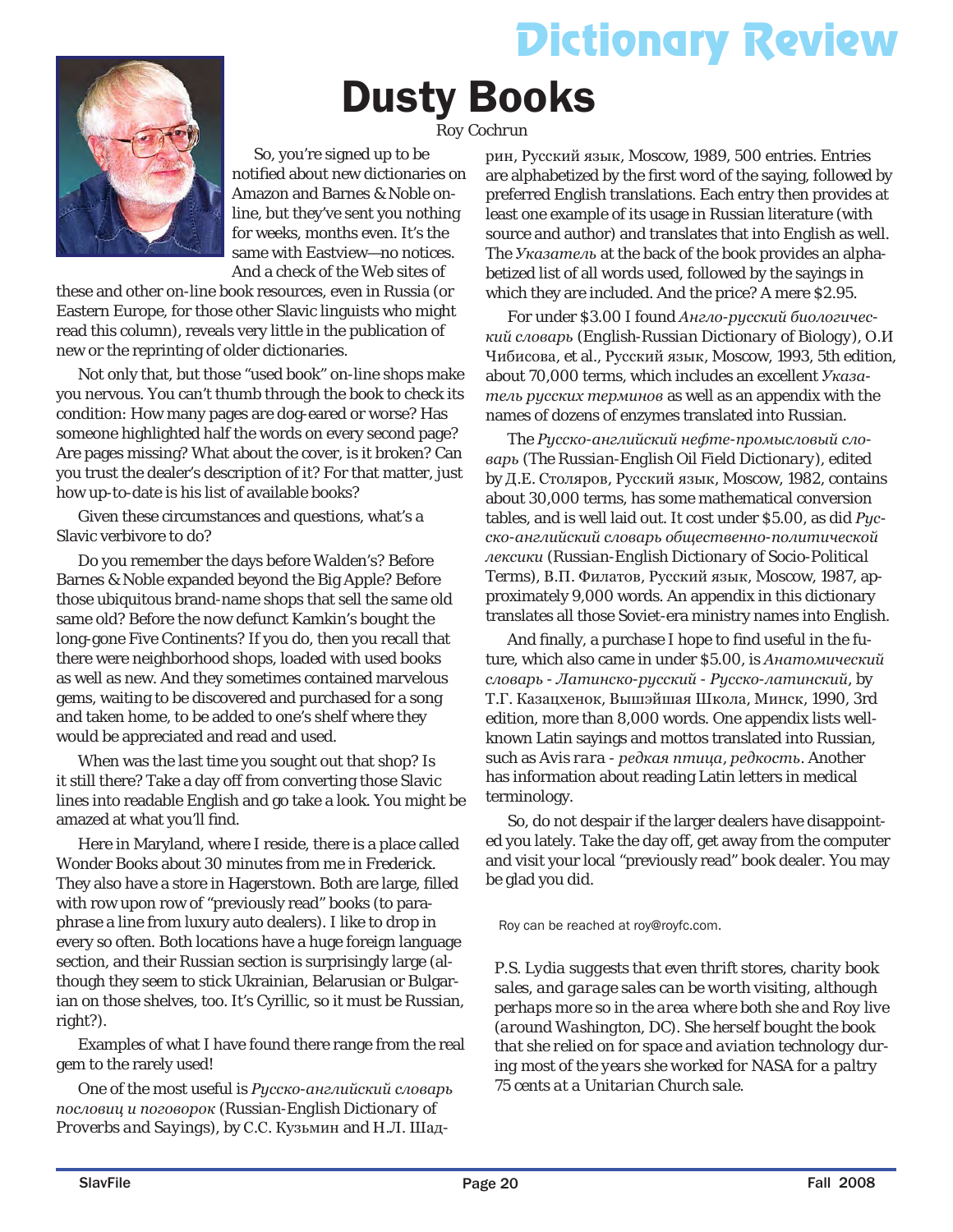Dictionary Review

# Dusty Books

Roy Cochrun

So, you're signed up to be notified about new dictionaries on Amazon and Barnes & Noble online, but they've sent you nothing for weeks, months even. It's the same with Eastview—no notices. And a check of the Web sites of these and other on-line book resources, even in Russia (or Eastern Europe, for those other Slavic linguists who might read this column), reveals very little in the publication of new or the reprinting of older dictionaries.

Not only that, but those "used book" on-line shops make you nervous. You can't thumb through the book to check its condition: How many pages are dog-eared or worse? Has someone highlighted half the words on every second page? Are pages missing? What about the cover, is it broken? Can you trust the dealer's description of it? For that matter, just how up-to-date is his list of available books?

Given these circumstances and questions, what's a Slavic verbivore to do?

Do you remember the days before Walden's? Before Barnes & Noble expanded beyond the Big Apple? Before those ubiquitous brand-name shops that sell the same old same old? Before the now defunct Kamkin's bought the long-gone Five Continents? If you do, then you recall that there were neighborhood shops, loaded with used books as well as new. And they sometimes contained marvelous gems, waiting to be discovered and purchased for a song and taken home, to be added to one's shelf where they would be appreciated and read and used.

When was the last time you sought out that shop? Is it still there? Take a day off from converting those Slavic lines into readable English and go take a look. You might be amazed at what you'll find.

Here in Maryland, where I reside, there is a place called Wonder Books about 30 minutes from me in Frederick. They also have a store in Hagerstown. Both are large, filled with row upon row of "previously read" books (to paraphrase a line from luxury auto dealers). I like to drop in every so often. Both locations have a huge foreign language section, and their Russian section is surprisingly large (although they seem to stick Ukrainian, Belarusian or Bulgarian on those shelves, too. It's Cyrillic, so it must be Russian, right?).

Examples of what I have found there range from the real gem to the rarely used!

One of the most useful is *Русско-английский словарь пословиц и поговорок* (*Russian-English Dictionary of Proverbs and Sayings*), by С.С. Кузьмин and Н.Л. Шадрин, Русский язык, Moscow, 1989, 500 entries. Entries are alphabetized by the first word of the saying, followed by preferred English translations. Each entry then provides at least one example of its usage in Russian literature (with source and author) and translates that into English as well. The *Указатель* at the back of the book provides an alphabetized list of all words used, followed by the sayings in which they are included. And the price? A mere $2.95.

For under $3.00 I found *Англо-русский биологический словарь* (*English-Russian Dictionary of Biology*), О.И Чибисова, et al., Русский язык, Moscow, 1993, 5th edition, about 70,000 terms, which includes an excellent *Указатель русских терминов* as well as an appendix with the names of dozens of enzymes translated into Russian.

The *Русско-английский нефте-промысловый словарь* (*The Russian-English Oil Field Dictionary*), edited by Д.Е. Столяров, Русский язык, Moscow, 1982, contains about 30,000 terms, has some mathematical conversion tables, and is well laid out. It cost under $5.00, as did *Русско-английский словарь общественно-политической лексики* (*Russian-English Dictionary of Socio-Political Terms*), В.П. Филатов, Русский язык, Moscow, 1987, approximately 9,000 words. An appendix in this dictionary translates all those Soviet-era ministry names into English.

And finally, a purchase I hope to find useful in the future, which also came in under $5.00, is *Анатомический словарь - Латинско-русский - Русско-латинский*, by Т.Г. Казацхенок, Вышэйшая Школа, Минск, 1990, 3rd edition, more than 8,000 words. One appendix lists well-known Latin sayings and mottos translated into Russian, such as *Avis rara* - *редкая птица, редкость*. Another has information about reading Latin letters in medical terminology.

So, do not despair if the larger dealers have disappointed you lately. Take the day off, get away from the computer and visit your local "previously read" book dealer. You may be glad you did.

Roy can be reached at roy@royfc.com.

*P.S. Lydia suggests that even thrift stores, charity book sales, and garage sales can be worth visiting, although perhaps more so in the area where both she and Roy live (around Washington, DC). She herself bought the book that she relied on for space and aviation technology during most of the years she worked for NASA for a paltry 75 cents at a Unitarian Church sale.*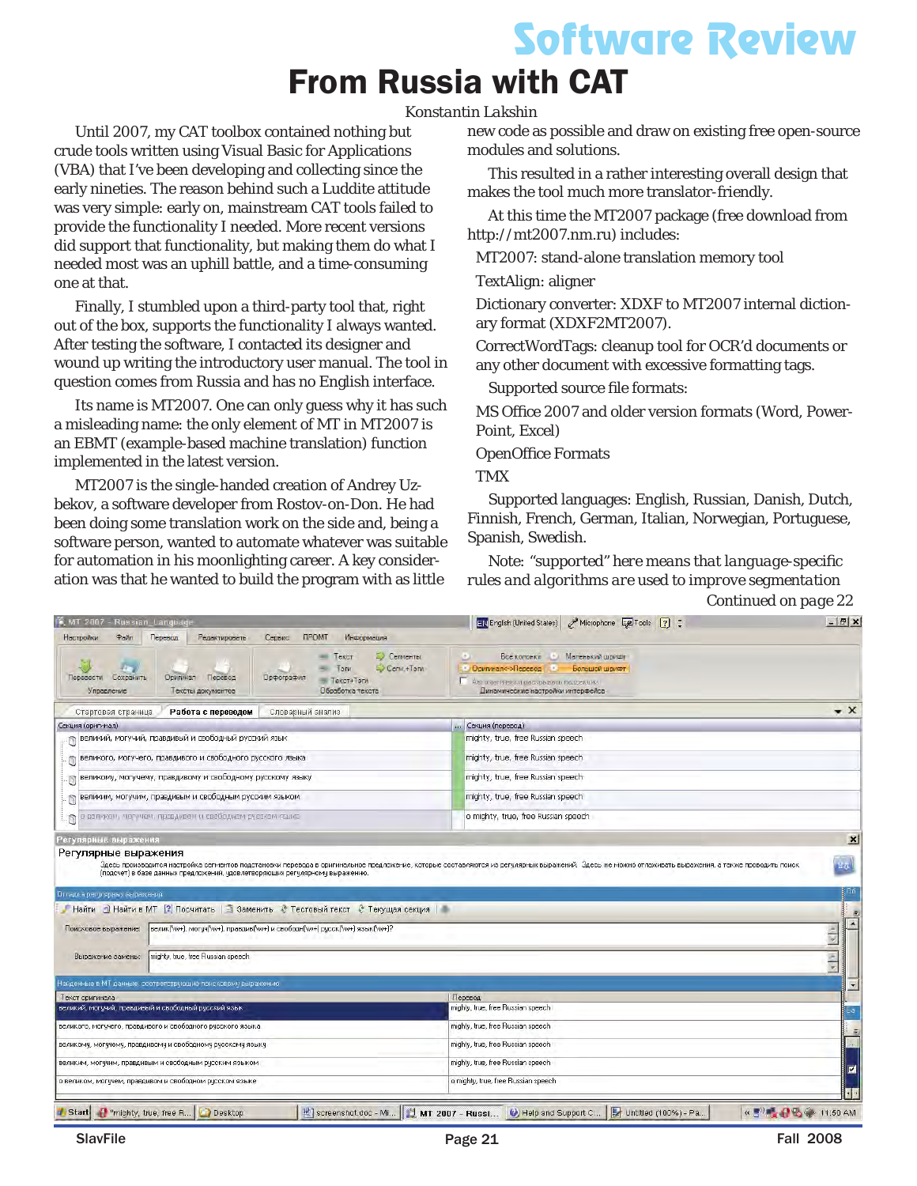# Software Review

## From Russia with CAT

*Konstantin Lakshin*

Until 2007, my CAT toolbox contained nothing but crude tools written using Visual Basic for Applications (VBA) that I've been developing and collecting since the early nineties. The reason behind such a Luddite attitude was very simple: early on, mainstream CAT tools failed to provide the functionality I needed. More recent versions did support that functionality, but making them do what I needed most was an uphill battle, and a time-consuming one at that.

Finally, I stumbled upon a third-party tool that, right out of the box, supports the functionality I always wanted. After testing the software, I contacted its designer and wound up writing the introductory user manual. The tool in question comes from Russia and has no English interface.

Its name is MT2007. One can only guess why it has such a misleading name: the only element of MT in MT2007 is an EBMT (example-based machine translation) function implemented in the latest version.

MT2007 is the single-handed creation of Andrey Uzbekov, a software developer from Rostov-on-Don. He had been doing some translation work on the side and, being a software person, wanted to automate whatever was suitable for automation in his moonlighting career. A key consideration was that he wanted to build the program with as little new code as possible and draw on existing free open-source modules and solutions.

This resulted in a rather interesting overall design that makes the tool much more translator-friendly.

At this time the MT2007 package (free download from http://mt2007.nm.ru) includes:

MT2007: stand-alone translation memory tool

TextAlign: aligner

Dictionary converter: XDXF to MT2007 internal dictionary format (XDXF2MT2007).

CorrectWordTags: cleanup tool for OCR'd documents or any other document with excessive formatting tags.

Supported source file formats:

MS Office 2007 and older version formats (Word, PowerPoint, Excel)

OpenOffice Formats

TMX

Supported languages: English, Russian, Danish, Dutch, Finnish, French, German, Italian, Norwegian, Portuguese, Spanish, Swedish.

Note: "supported" here means that *language-specific rules and algorithms are used to improve segmentation*

*Continued on page 22*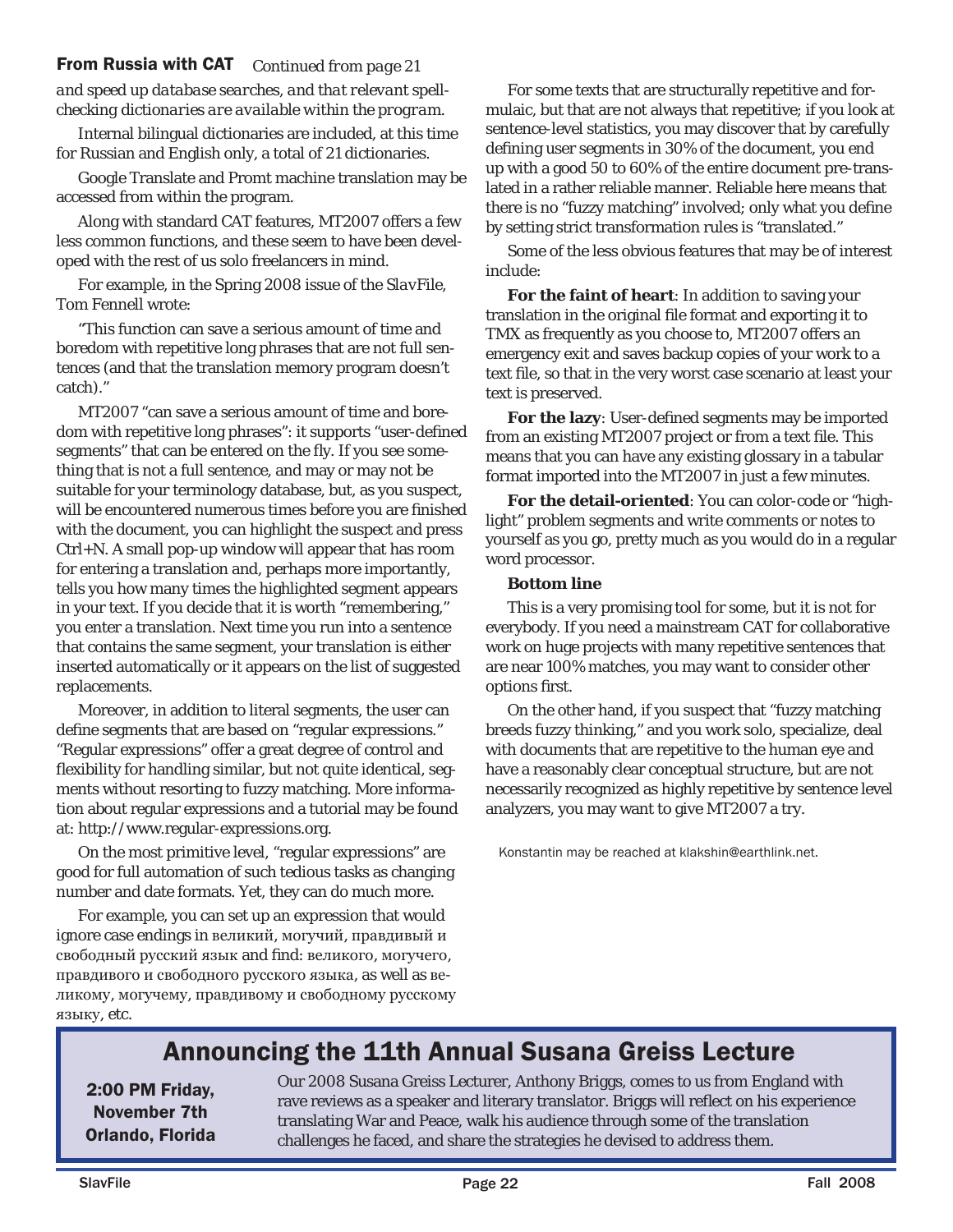**From Russia with CAT** *Continued from page 21*

*and speed up database searches, and that relevant spell-checking dictionaries are available within the program.*

Internal bilingual dictionaries are included, at this time for Russian and English only, a total of 21 dictionaries.

Google Translate and Promt machine translation may be accessed from within the program.

Along with standard CAT features, MT2007 offers a few less common functions, and these seem to have been developed with the rest of us solo freelancers in mind.

For example, in the Spring 2008 issue of the *SlavFile*, Tom Fennell wrote:

"This function can save a serious amount of time and boredom with repetitive long phrases that are not full sentences (and that the translation memory program doesn't catch)."

MT2007 "can save a serious amount of time and boredom with repetitive long phrases": it supports "user-defined segments" that can be entered on the fly. If you see something that is not a full sentence, and may or may not be suitable for your terminology database, but, as you suspect, will be encountered numerous times before you are finished with the document, you can highlight the suspect and press Ctrl+N. A small pop-up window will appear that has room for entering a translation and, perhaps more importantly, tells you how many times the highlighted segment appears in your text. If you decide that it is worth "remembering," you enter a translation. Next time you run into a sentence that contains the same segment, your translation is either inserted automatically or it appears on the list of suggested replacements.

Moreover, in addition to literal segments, the user can define segments that are based on "regular expressions." "Regular expressions" offer a great degree of control and flexibility for handling similar, but not quite identical, segments without resorting to fuzzy matching. More information about regular expressions and a tutorial may be found at: http://www.regular-expressions.org.

On the most primitive level, "regular expressions" are good for full automation of such tedious tasks as changing number and date formats. Yet, they can do much more.

For example, you can set up an expression that would ignore case endings in великий, могучий, правдивый и свободный русский язык and find: великого, могучего, правдивого и свободного русского языка, as well as великому, могучему, правдивому и свободному русскому языку, etc.

For some texts that are structurally repetitive and formulaic, but that are not always that repetitive; if you look at sentence-level statistics, you may discover that by carefully defining user segments in 30% of the document, you end up with a good 50 to 60% of the entire document pre-translated in a rather reliable manner. Reliable here means that there is no "fuzzy matching" involved; only what you define by setting strict transformation rules is "translated."

Some of the less obvious features that may be of interest include:

**For the faint of heart**: In addition to saving your translation in the original file format and exporting it to TMX as frequently as you choose to, MT2007 offers an emergency exit and saves backup copies of your work to a text file, so that in the very worst case scenario at least your text is preserved.

**For the lazy**: User-defined segments may be imported from an existing MT2007 project or from a text file. This means that you can have any existing glossary in a tabular format imported into the MT2007 in just a few minutes.

**For the detail-oriented**: You can color-code or "highlight" problem segments and write comments or notes to yourself as you go, pretty much as you would do in a regular word processor.

**Bottom line**

This is a very promising tool for some, but it is not for everybody. If you need a mainstream CAT for collaborative work on huge projects with many repetitive sentences that are near 100% matches, you may want to consider other options first.

On the other hand, if you suspect that "fuzzy matching breeds fuzzy thinking," and you work solo, specialize, deal with documents that are repetitive to the human eye and have a reasonably clear conceptual structure, but are not necessarily recognized as highly repetitive by sentence level analyzers, you may want to give MT2007 a try.

Konstantin may be reached at klakshin@earthlink.net.

## Announcing the 11th Annual Susana Greiss Lecture

**2:00 PM Friday, November 7th Orlando, Florida**

Our 2008 Susana Greiss Lecturer, Anthony Briggs, comes to us from England with rave reviews as a speaker and literary translator. Briggs will reflect on his experience translating War and Peace, walk his audience through some of the translation challenges he faced, and share the strategies he devised to address them.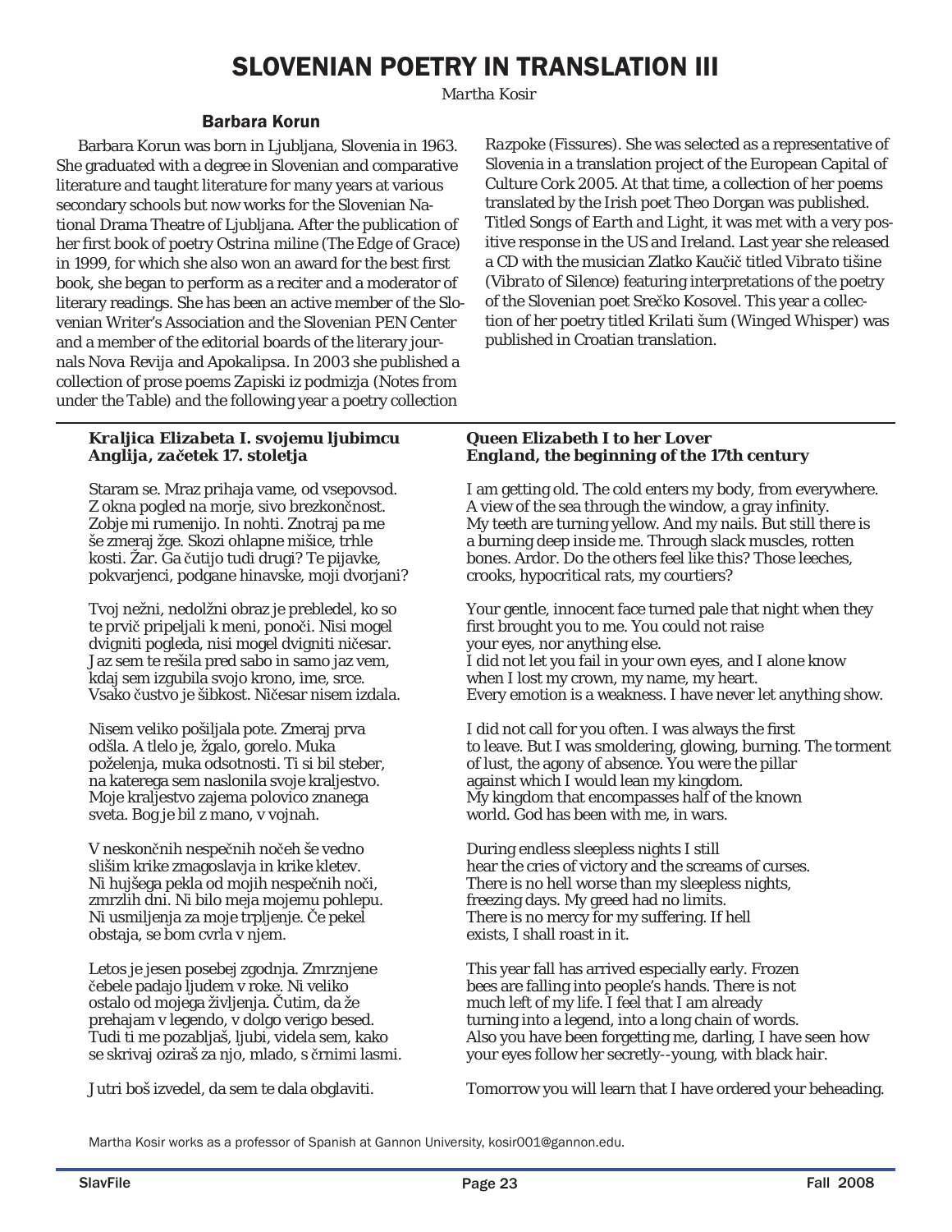# SLOVENIAN POETRY IN TRANSLATION III

*Martha Kosir*

## Barbara Korun

Barbara Korun was born in Ljubljana, Slovenia in 1963. She graduated with a degree in Slovenian and comparative literature and taught literature for many years at various secondary schools but now works for the Slovenian National Drama Theatre of Ljubljana. After the publication of her first book of poetry *Ostrina miline* (*The Edge of Grace*) in 1999, for which she also won an award for the best first book, she began to perform as a reciter and a moderator of literary readings. She has been an active member of the Slovenian Writer's Association and the Slovenian PEN Center and a member of the editorial boards of the literary journals Nova Revija and Apokalipsa. In 2003 she published a collection of prose poems *Zapiski iz podmizja* (*Notes from under the Table*) and the following year a poetry collection *Razpoke* (*Fissures*). She was selected as a representative of Slovenia in a translation project of the European Capital of Culture Cork 2005. At that time, a collection of her poems translated by the Irish poet Theo Dorgan was published. Titled *Songs of Earth and Light*, it was met with a very positive response in the US and Ireland. Last year she released a CD with the musician Zlatko Kaučič titled *Vibrato tišine* (*Vibrato of Silence*) featuring interpretations of the poetry of the Slovenian poet Srečko Kosovel. This year a collection of her poetry titled *Krilati šum* (Winged Whisper) was published in Croatian translation.

---

***Kraljica Elizabeta I. svojemu ljubimcu***
***Anglija, začetek 17. stoletja***

Staram se. Mraz prihaja vame, od vsepovsod.
Z okna pogled na morje, sivo brezkončnost.
Zobje mi rumenijo. In nohti. Znotraj pa me
še zmeraj žge. Skozi ohlapne mišice, trhle
kosti. Žar. Ga čutijo tudi drugi? Te pijavke,
pokvarjenci, podgane hinavske, moji dvorjani?

Tvoj nežni, nedolžni obraz je prebledel, ko so
te prvič pripeljali k meni, ponoči. Nisi mogel
dvigniti pogleda, nisi mogel dvigniti ničesar.
Jaz sem te rešila pred sabo in samo jaz vem,
kdaj sem izgubila svojo krono, ime, srce.
Vsako čustvo je šibkost. Ničesar nisem izdala.

Nisem veliko pošiljala pote. Zmeraj prva
odšla. A tlelo je, žgalo, gorelo. Muka
poželenja, muka odsotnosti. Ti si bil steber,
na katerega sem naslonila svoje kraljestvo.
Moje kraljestvo zajema polovico znanega
sveta. Bog je bil z mano, v vojnah.

V neskončnih nespečnih nočeh še vedno
slišim krike zmagoslavja in krike kletev.
Ni hujšega pekla od mojih nespečnih noči,
zmrzlih dni. Ni bilo meja mojemu pohlepu.
Ni usmiljenja za moje trpljenje. Če pekel
obstaja, se bom cvrla v njem.

Letos je jesen posebej zgodnja. Zmrznjene
čebele padajo ljudem v roke. Ni veliko
ostalo od mojega življenja. Čutim, da že
prehajam v legendo, v dolgo verigo besed.
Tudi ti me pozabljaš, ljubi, videla sem, kako
se skrivaj oziraš za njo, mlado, s črnimi lasmi.

Jutri boš izvedel, da sem te dala obglaviti.

***Queen Elizabeth I to her Lover***
***England, the beginning of the 17th century***

I am getting old. The cold enters my body, from everywhere.
A view of the sea through the window, a gray infinity.
My teeth are turning yellow. And my nails. But still there is
a burning deep inside me. Through slack muscles, rotten
bones. Ardor. Do the others feel like this? Those leeches,
crooks, hypocritical rats, my courtiers?

Your gentle, innocent face turned pale that night when they
first brought you to me. You could not raise
your eyes, nor anything else.
I did not let you fail in your own eyes, and I alone know
when I lost my crown, my name, my heart.
Every emotion is a weakness. I have never let anything show.

I did not call for you often. I was always the first
to leave. But I was smoldering, glowing, burning. The torment
of lust, the agony of absence. You were the pillar
against which I would lean my kingdom.
My kingdom that encompasses half of the known
world. God has been with me, in wars.

During endless sleepless nights I still
hear the cries of victory and the screams of curses.
There is no hell worse than my sleepless nights,
freezing days. My greed had no limits.
There is no mercy for my suffering. If hell
exists, I shall roast in it.

This year fall has arrived especially early. Frozen
bees are falling into people's hands. There is not
much left of my life. I feel that I am already
turning into a legend, into a long chain of words.
Also you have been forgetting me, darling, I have seen how
your eyes follow her secretly--young, with black hair.

Tomorrow you will learn that I have ordered your beheading.

Martha Kosir works as a professor of Spanish at Gannon University, kosir001@gannon.edu.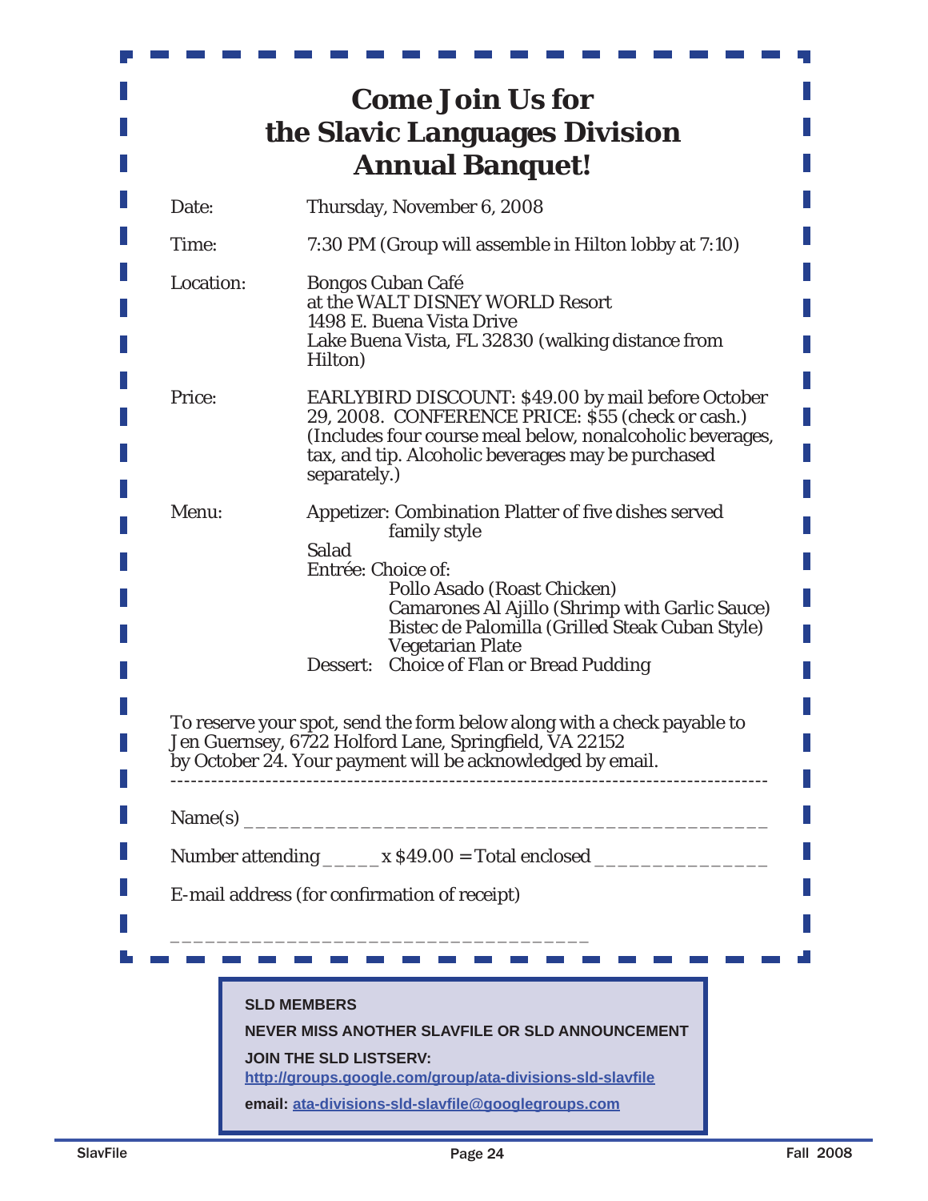# Come Join Us for the Slavic Languages Division Annual Banquet!

| | |
|---|---|
| Date: | Thursday, November 6, 2008 |
| Time: | 7:30 PM (Group will assemble in Hilton lobby at 7:10) |
| Location: | Bongos Cuban Café<br>at the WALT DISNEY WORLD Resort<br>1498 E. Buena Vista Drive<br>Lake Buena Vista, FL 32830 (walking distance from Hilton) |
| Price: | EARLYBIRD DISCOUNT: $49.00 by mail before October 29, 2008. CONFERENCE PRICE: $55 (check or cash.) (Includes four course meal below, nonalcoholic beverages, tax, and tip. Alcoholic beverages may be purchased separately.) |
| Menu: | Appetizer: Combination Platter of five dishes served family style<br>Salad<br>Entrée: Choice of:<br>Pollo Asado (Roast Chicken)<br>Camarones Al Ajillo (Shrimp with Garlic Sauce)<br>Bistec de Palomilla (Grilled Steak Cuban Style)<br>Vegetarian Plate<br>Dessert: Choice of Flan or Bread Pudding |

To reserve your spot, send the form below along with a check payable to Jen Guernsey, 6722 Holford Lane, Springfield, VA 22152 by October 24. Your payment will be acknowledged by email.

-------------------------------------------------------------------------------------

Name(s) _____________________________________________

Number attending _____ x $49.00 = Total enclosed _______________

E-mail address (for confirmation of receipt)

___________________________________

**SLD MEMBERS**

**NEVER MISS ANOTHER SLAVFILE OR SLD ANNOUNCEMENT**

**JOIN THE SLD LISTSERV:**

**http://groups.google.com/group/ata-divisions-sld-slavfile**

**email: ata-divisions-sld-slavfile@googlegroups.com**